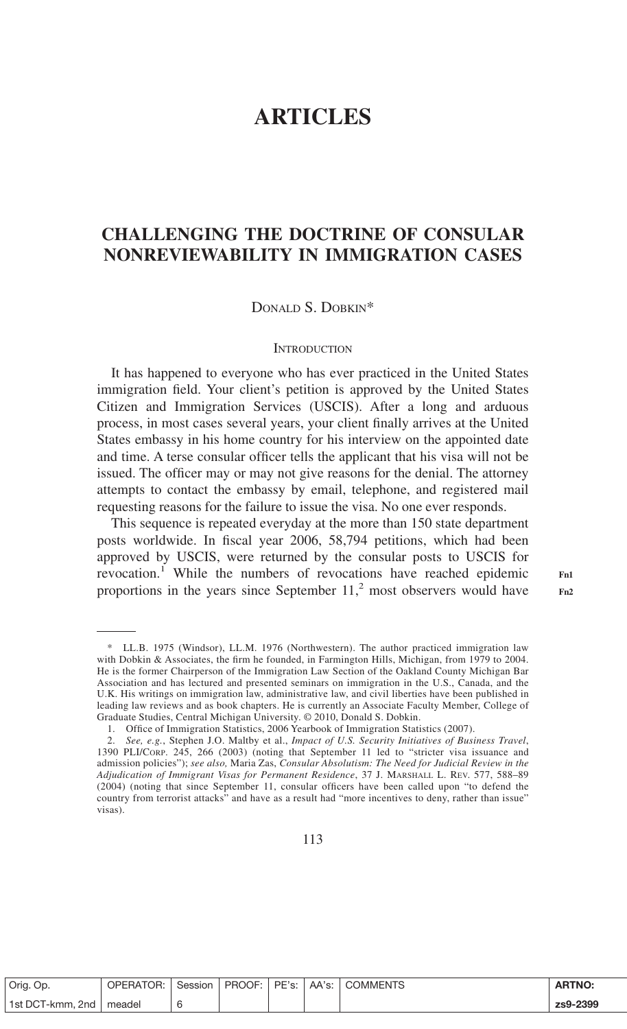# ARTICLES

## CHALLENGING THE DOCTRINE OF CONSULAR NONREVIEWABILITY IN IMMIGRATION CASES

DONALD S. DOBKIN*

### INTRODUCTION

It has happened to everyone who has ever practiced in the United States immigration field. Your client's petition is approved by the United States Citizen and Immigration Services (USCIS). After a long and arduous process, in most cases several years, your client finally arrives at the United States embassy in his home country for his interview on the appointed date and time. A terse consular officer tells the applicant that his visa will not be issued. The officer may or may not give reasons for the denial. The attorney attempts to contact the embassy by email, telephone, and registered mail requesting reasons for the failure to issue the visa. No one ever responds.

This sequence is repeated everyday at the more than 150 state department posts worldwide. In fiscal year 2006, 58,794 petitions, which had been approved by USCIS, were returned by the consular posts to USCIS for revocation.[1] While the numbers of revocations have reached epidemic proportions in the years since September 11,[2] most observers would have

---

\* LL.B. 1975 (Windsor), LL.M. 1976 (Northwestern). The author practiced immigration law with Dobkin & Associates, the firm he founded, in Farmington Hills, Michigan, from 1979 to 2004. He is the former Chairperson of the Immigration Law Section of the Oakland County Michigan Bar Association and has lectured and presented seminars on immigration in the U.S., Canada, and the U.K. His writings on immigration law, administrative law, and civil liberties have been published in leading law reviews and as book chapters. He is currently an Associate Faculty Member, College of Graduate Studies, Central Michigan University. © 2010, Donald S. Dobkin.

1. Office of Immigration Statistics, 2006 Yearbook of Immigration Statistics (2007).

2. *See, e.g.*, Stephen J.O. Maltby et al., *Impact of U.S. Security Initiatives of Business Travel*, 1390 PLI/CORP. 245, 266 (2003) (noting that September 11 led to "stricter visa issuance and admission policies"); *see also,* Maria Zas, *Consular Absolutism: The Need for Judicial Review in the Adjudication of Immigrant Visas for Permanent Residence*, 37 J. MARSHALL L. REV. 577, 588–89 (2004) (noting that since September 11, consular officers have been called upon "to defend the country from terrorist attacks" and have as a result had "more incentives to deny, rather than issue" visas).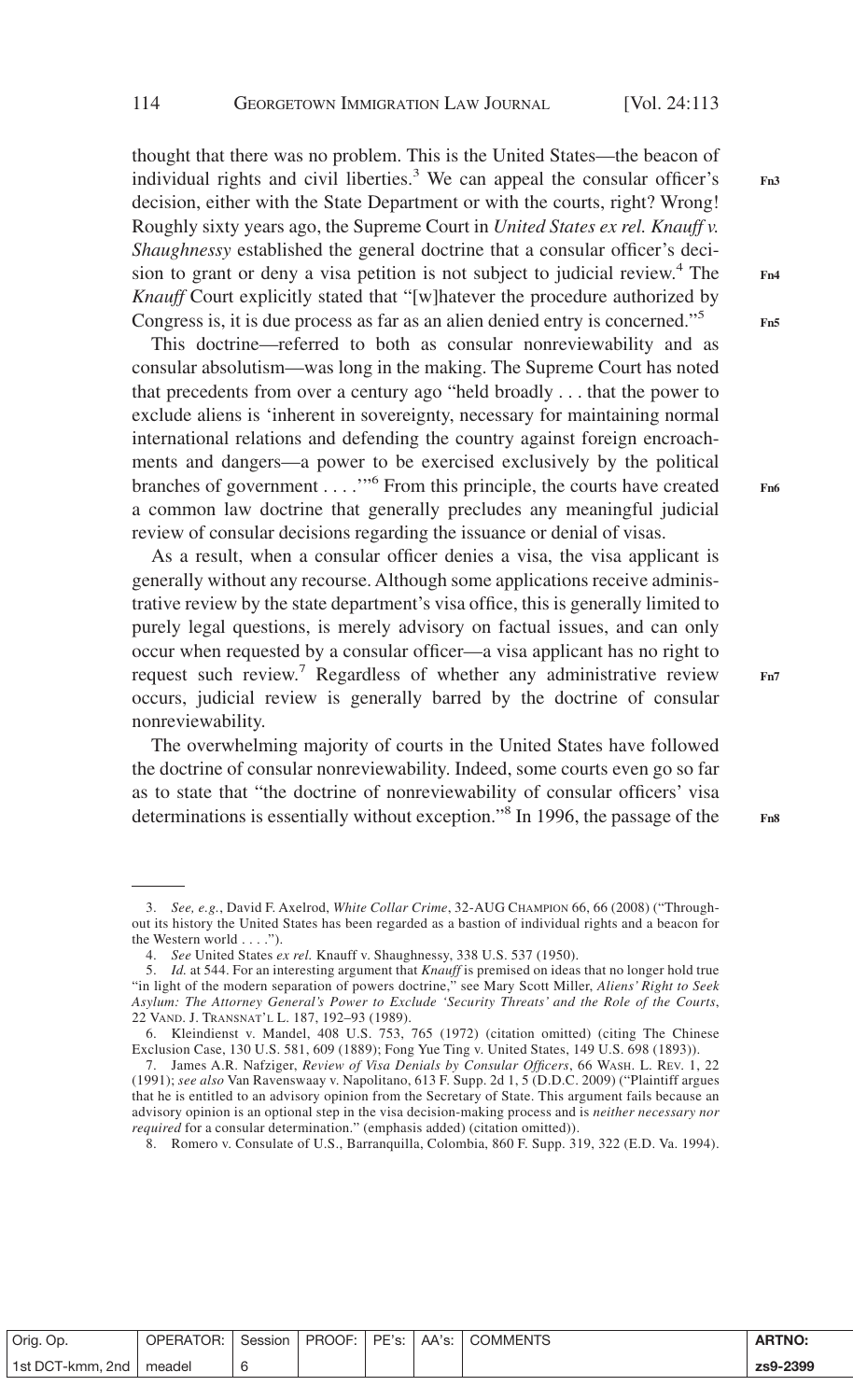thought that there was no problem. This is the United States—the beacon of individual rights and civil liberties.[3] We can appeal the consular officer's decision, either with the State Department or with the courts, right? Wrong! Roughly sixty years ago, the Supreme Court in *United States ex rel. Knauff v. Shaughnessy* established the general doctrine that a consular officer's decision to grant or deny a visa petition is not subject to judicial review.[4] The *Knauff* Court explicitly stated that "[w]hatever the procedure authorized by Congress is, it is due process as far as an alien denied entry is concerned."[5]

This doctrine—referred to both as consular nonreviewability and as consular absolutism—was long in the making. The Supreme Court has noted that precedents from over a century ago "held broadly . . . that the power to exclude aliens is 'inherent in sovereignty, necessary for maintaining normal international relations and defending the country against foreign encroachments and dangers—a power to be exercised exclusively by the political branches of government . . . .'"[6] From this principle, the courts have created a common law doctrine that generally precludes any meaningful judicial review of consular decisions regarding the issuance or denial of visas.

As a result, when a consular officer denies a visa, the visa applicant is generally without any recourse. Although some applications receive administrative review by the state department's visa office, this is generally limited to purely legal questions, is merely advisory on factual issues, and can only occur when requested by a consular officer—a visa applicant has no right to request such review.[7] Regardless of whether any administrative review occurs, judicial review is generally barred by the doctrine of consular nonreviewability.

The overwhelming majority of courts in the United States have followed the doctrine of consular nonreviewability. Indeed, some courts even go so far as to state that "the doctrine of nonreviewability of consular officers' visa determinations is essentially without exception."[8] In 1996, the passage of the

---

3. *See, e.g.*, David F. Axelrod, *White Collar Crime*, 32-AUG CHAMPION 66, 66 (2008) ("Throughout its history the United States has been regarded as a bastion of individual rights and a beacon for the Western world . . . .").

4. *See* United States *ex rel.* Knauff v. Shaughnessy, 338 U.S. 537 (1950).

5. *Id.* at 544. For an interesting argument that *Knauff* is premised on ideas that no longer hold true "in light of the modern separation of powers doctrine," see Mary Scott Miller, *Aliens' Right to Seek Asylum: The Attorney General's Power to Exclude 'Security Threats' and the Role of the Courts*, 22 VAND. J. TRANSNAT'L L. 187, 192–93 (1989).

6. Kleindienst v. Mandel, 408 U.S. 753, 765 (1972) (citation omitted) (citing The Chinese Exclusion Case, 130 U.S. 581, 609 (1889); Fong Yue Ting v. United States, 149 U.S. 698 (1893)).

7. James A.R. Nafziger, *Review of Visa Denials by Consular Officers*, 66 WASH. L. REV. 1, 22 (1991); *see also* Van Ravenswaay v. Napolitano, 613 F. Supp. 2d 1, 5 (D.D.C. 2009) ("Plaintiff argues that he is entitled to an advisory opinion from the Secretary of State. This argument fails because an advisory opinion is an optional step in the visa decision-making process and is *neither necessary nor required* for a consular determination." (emphasis added) (citation omitted)).

8. Romero v. Consulate of U.S., Barranquilla, Colombia, 860 F. Supp. 319, 322 (E.D. Va. 1994).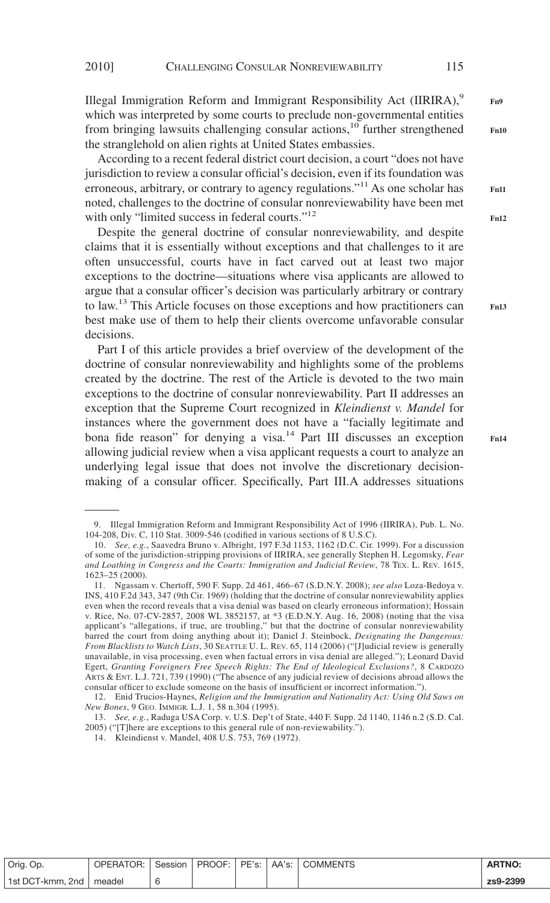Illegal Immigration Reform and Immigrant Responsibility Act (IIRIRA),[9] which was interpreted by some courts to preclude non-governmental entities from bringing lawsuits challenging consular actions,[10] further strengthened the stranglehold on alien rights at United States embassies.

According to a recent federal district court decision, a court "does not have jurisdiction to review a consular official's decision, even if its foundation was erroneous, arbitrary, or contrary to agency regulations."[11] As one scholar has noted, challenges to the doctrine of consular nonreviewability have been met with only "limited success in federal courts."[12]

Despite the general doctrine of consular nonreviewability, and despite claims that it is essentially without exceptions and that challenges to it are often unsuccessful, courts have in fact carved out at least two major exceptions to the doctrine—situations where visa applicants are allowed to argue that a consular officer's decision was particularly arbitrary or contrary to law.[13] This Article focuses on those exceptions and how practitioners can best make use of them to help their clients overcome unfavorable consular decisions.

Part I of this article provides a brief overview of the development of the doctrine of consular nonreviewability and highlights some of the problems created by the doctrine. The rest of the Article is devoted to the two main exceptions to the doctrine of consular nonreviewability. Part II addresses an exception that the Supreme Court recognized in *Kleindienst v. Mandel* for instances where the government does not have a "facially legitimate and bona fide reason" for denying a visa.[14] Part III discusses an exception allowing judicial review when a visa applicant requests a court to analyze an underlying legal issue that does not involve the discretionary decision-making of a consular officer. Specifically, Part III.A addresses situations

---

9. Illegal Immigration Reform and Immigrant Responsibility Act of 1996 (IIRIRA), Pub. L. No. 104-208, Div. C, 110 Stat. 3009-546 (codified in various sections of 8 U.S.C).

10. *See, e.g.*, Saavedra Bruno v. Albright, 197 F.3d 1153, 1162 (D.C. Cir. 1999). For a discussion of some of the jurisdiction-stripping provisions of IIRIRA, see generally Stephen H. Legomsky, *Fear and Loathing in Congress and the Courts: Immigration and Judicial Review*, 78 TEX. L. REV. 1615, 1623–25 (2000).

11. Ngassam v. Chertoff, 590 F. Supp. 2d 461, 466–67 (S.D.N.Y. 2008); *see also* Loza-Bedoya v. INS, 410 F.2d 343, 347 (9th Cir. 1969) (holding that the doctrine of consular nonreviewability applies even when the record reveals that a visa denial was based on clearly erroneous information); Hossain v. Rice, No. 07-CV-2857, 2008 WL 3852157, at *3 (E.D.N.Y. Aug. 16, 2008) (noting that the visa applicant's "allegations, if true, are troubling," but that the doctrine of consular nonreviewability barred the court from doing anything about it); Daniel J. Steinbock, *Designating the Dangerous: From Blacklists to Watch Lists*, 30 SEATTLE U. L. REV. 65, 114 (2006) ("[J]udicial review is generally unavailable, in visa processing, even when factual errors in visa denial are alleged."); Leonard David Egert, *Granting Foreigners Free Speech Rights: The End of Ideological Exclusions?*, 8 CARDOZO ARTS & ENT. L.J. 721, 739 (1990) ("The absence of any judicial review of decisions abroad allows the consular officer to exclude someone on the basis of insufficient or incorrect information.").

12. Enid Trucios-Haynes, *Religion and the Immigration and Nationality Act: Using Old Saws on New Bones*, 9 GEO. IMMIGR. L.J. 1, 58 n.304 (1995).

13. *See, e.g.*, Raduga USA Corp. v. U.S. Dep't of State, 440 F. Supp. 2d 1140, 1146 n.2 (S.D. Cal. 2005) ("[T]here are exceptions to this general rule of non-reviewability.").

14. Kleindienst v. Mandel, 408 U.S. 753, 769 (1972).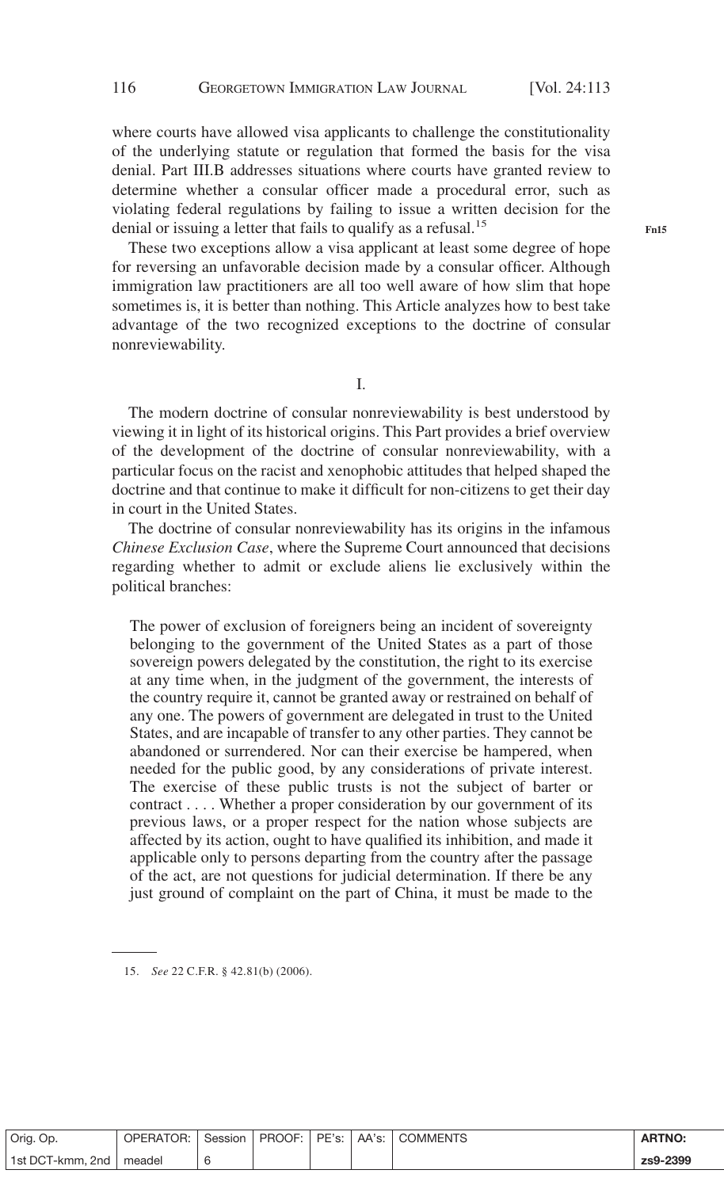where courts have allowed visa applicants to challenge the constitutionality of the underlying statute or regulation that formed the basis for the visa denial. Part III.B addresses situations where courts have granted review to determine whether a consular officer made a procedural error, such as violating federal regulations by failing to issue a written decision for the denial or issuing a letter that fails to qualify as a refusal.[15]

These two exceptions allow a visa applicant at least some degree of hope for reversing an unfavorable decision made by a consular officer. Although immigration law practitioners are all too well aware of how slim that hope sometimes is, it is better than nothing. This Article analyzes how to best take advantage of the two recognized exceptions to the doctrine of consular nonreviewability.

## I.

The modern doctrine of consular nonreviewability is best understood by viewing it in light of its historical origins. This Part provides a brief overview of the development of the doctrine of consular nonreviewability, with a particular focus on the racist and xenophobic attitudes that helped shaped the doctrine and that continue to make it difficult for non-citizens to get their day in court in the United States.

The doctrine of consular nonreviewability has its origins in the infamous *Chinese Exclusion Case*, where the Supreme Court announced that decisions regarding whether to admit or exclude aliens lie exclusively within the political branches:

> The power of exclusion of foreigners being an incident of sovereignty belonging to the government of the United States as a part of those sovereign powers delegated by the constitution, the right to its exercise at any time when, in the judgment of the government, the interests of the country require it, cannot be granted away or restrained on behalf of any one. The powers of government are delegated in trust to the United States, and are incapable of transfer to any other parties. They cannot be abandoned or surrendered. Nor can their exercise be hampered, when needed for the public good, by any considerations of private interest. The exercise of these public trusts is not the subject of barter or contract . . . . Whether a proper consideration by our government of its previous laws, or a proper respect for the nation whose subjects are affected by its action, ought to have qualified its inhibition, and made it applicable only to persons departing from the country after the passage of the act, are not questions for judicial determination. If there be any just ground of complaint on the part of China, it must be made to the

15. *See* 22 C.F.R. § 42.81(b) (2006).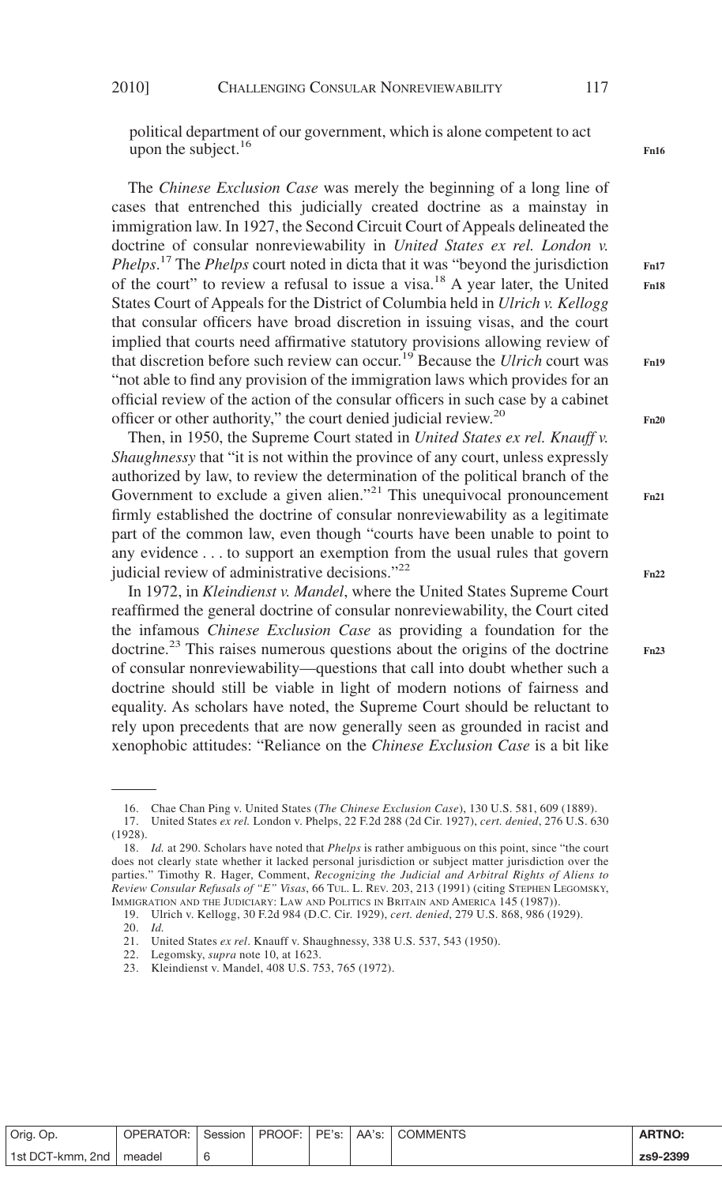political department of our government, which is alone competent to act upon the subject.[16]

The *Chinese Exclusion Case* was merely the beginning of a long line of cases that entrenched this judicially created doctrine as a mainstay in immigration law. In 1927, the Second Circuit Court of Appeals delineated the doctrine of consular nonreviewability in *United States ex rel. London v. Phelps*.[17] The *Phelps* court noted in dicta that it was "beyond the jurisdiction of the court" to review a refusal to issue a visa.[18] A year later, the United States Court of Appeals for the District of Columbia held in *Ulrich v. Kellogg* that consular officers have broad discretion in issuing visas, and the court implied that courts need affirmative statutory provisions allowing review of that discretion before such review can occur.[19] Because the *Ulrich* court was "not able to find any provision of the immigration laws which provides for an official review of the action of the consular officers in such case by a cabinet officer or other authority," the court denied judicial review.[20]

Then, in 1950, the Supreme Court stated in *United States ex rel. Knauff v. Shaughnessy* that "it is not within the province of any court, unless expressly authorized by law, to review the determination of the political branch of the Government to exclude a given alien."[21] This unequivocal pronouncement firmly established the doctrine of consular nonreviewability as a legitimate part of the common law, even though "courts have been unable to point to any evidence . . . to support an exemption from the usual rules that govern judicial review of administrative decisions."[22]

In 1972, in *Kleindienst v. Mandel*, where the United States Supreme Court reaffirmed the general doctrine of consular nonreviewability, the Court cited the infamous *Chinese Exclusion Case* as providing a foundation for the doctrine.[23] This raises numerous questions about the origins of the doctrine of consular nonreviewability—questions that call into doubt whether such a doctrine should still be viable in light of modern notions of fairness and equality. As scholars have noted, the Supreme Court should be reluctant to rely upon precedents that are now generally seen as grounded in racist and xenophobic attitudes: "Reliance on the *Chinese Exclusion Case* is a bit like

---

16. Chae Chan Ping v. United States (*The Chinese Exclusion Case*), 130 U.S. 581, 609 (1889).

17. United States *ex rel.* London v. Phelps, 22 F.2d 288 (2d Cir. 1927), *cert. denied*, 276 U.S. 630 (1928).

18. *Id.* at 290. Scholars have noted that *Phelps* is rather ambiguous on this point, since "the court does not clearly state whether it lacked personal jurisdiction or subject matter jurisdiction over the parties." Timothy R. Hager, Comment, *Recognizing the Judicial and Arbitral Rights of Aliens to Review Consular Refusals of "E" Visas*, 66 TUL. L. REV. 203, 213 (1991) (citing STEPHEN LEGOMSKY, IMMIGRATION AND THE JUDICIARY: LAW AND POLITICS IN BRITAIN AND AMERICA 145 (1987)).

19. Ulrich v. Kellogg, 30 F.2d 984 (D.C. Cir. 1929), *cert. denied*, 279 U.S. 868, 986 (1929).

20. *Id.*

21. United States *ex rel*. Knauff v. Shaughnessy, 338 U.S. 537, 543 (1950).

22. Legomsky, *supra* note 10, at 1623.

23. Kleindienst v. Mandel, 408 U.S. 753, 765 (1972).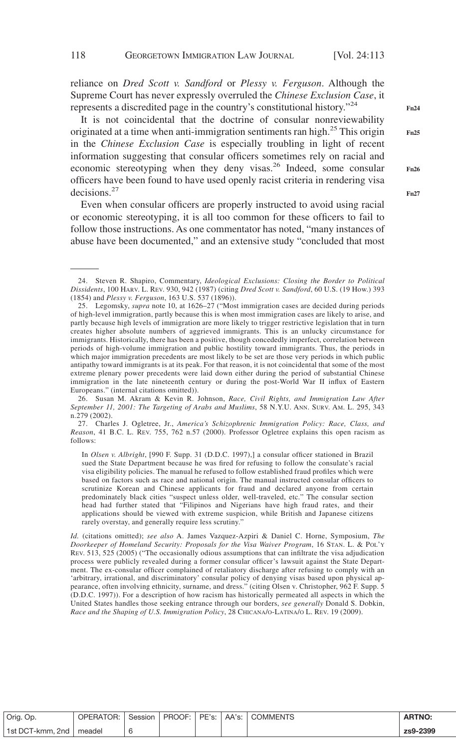reliance on *Dred Scott v. Sandford* or *Plessy v. Ferguson*. Although the Supreme Court has never expressly overruled the *Chinese Exclusion Case*, it represents a discredited page in the country's constitutional history."[24]

It is not coincidental that the doctrine of consular nonreviewability originated at a time when anti-immigration sentiments ran high.[25] This origin in the *Chinese Exclusion Case* is especially troubling in light of recent information suggesting that consular officers sometimes rely on racial and economic stereotyping when they deny visas.[26] Indeed, some consular officers have been found to have used openly racist criteria in rendering visa decisions.[27]

Even when consular officers are properly instructed to avoid using racial or economic stereotyping, it is all too common for these officers to fail to follow those instructions. As one commentator has noted, "many instances of abuse have been documented," and an extensive study "concluded that most

---

24. Steven R. Shapiro, Commentary, *Ideological Exclusions: Closing the Border to Political Dissidents*, 100 HARV. L. REV. 930, 942 (1987) (citing *Dred Scott v. Sandford*, 60 U.S. (19 How.) 393 (1854) and *Plessy v. Ferguson*, 163 U.S. 537 (1896)).

25. Legomsky, *supra* note 10, at 1626–27 ("Most immigration cases are decided during periods of high-level immigration, partly because this is when most immigration cases are likely to arise, and partly because high levels of immigration are more likely to trigger restrictive legislation that in turn creates higher absolute numbers of aggrieved immigrants. This is an unlucky circumstance for immigrants. Historically, there has been a positive, though concededly imperfect, correlation between periods of high-volume immigration and public hostility toward immigrants. Thus, the periods in which major immigration precedents are most likely to be set are those very periods in which public antipathy toward immigrants is at its peak. For that reason, it is not coincidental that some of the most extreme plenary power precedents were laid down either during the period of substantial Chinese immigration in the late nineteenth century or during the post-World War II influx of Eastern Europeans." (internal citations omitted)).

26. Susan M. Akram & Kevin R. Johnson, *Race, Civil Rights, and Immigration Law After September 11, 2001: The Targeting of Arabs and Muslims*, 58 N.Y.U. ANN. SURV. AM. L. 295, 343 n.279 (2002).

27. Charles J. Ogletree, Jr., *America's Schizophrenic Immigration Policy: Race, Class, and Reason*, 41 B.C. L. REV. 755, 762 n.57 (2000). Professor Ogletree explains this open racism as follows:

> In *Olsen v. Albright*, [990 F. Supp. 31 (D.D.C. 1997),] a consular officer stationed in Brazil sued the State Department because he was fired for refusing to follow the consulate's racial visa eligibility policies. The manual he refused to follow established fraud profiles which were based on factors such as race and national origin. The manual instructed consular officers to scrutinize Korean and Chinese applicants for fraud and declared anyone from certain predominately black cities "suspect unless older, well-traveled, etc." The consular section head had further stated that "Filipinos and Nigerians have high fraud rates, and their applications should be viewed with extreme suspicion, while British and Japanese citizens rarely overstay, and generally require less scrutiny."

*Id.* (citations omitted); *see also* A. James Vazquez-Azpiri & Daniel C. Horne, Symposium, *The Doorkeeper of Homeland Security: Proposals for the Visa Waiver Program*, 16 STAN. L. & POL'Y REV. 513, 525 (2005) ("The occasionally odious assumptions that can infiltrate the visa adjudication process were publicly revealed during a former consular officer's lawsuit against the State Department. The ex-consular officer complained of retaliatory discharge after refusing to comply with an 'arbitrary, irrational, and discriminatory' consular policy of denying visas based upon physical appearance, often involving ethnicity, surname, and dress." (citing Olsen v. Christopher, 962 F. Supp. 5 (D.D.C. 1997)). For a description of how racism has historically permeated all aspects in which the United States handles those seeking entrance through our borders, *see generally* Donald S. Dobkin, *Race and the Shaping of U.S. Immigration Policy*, 28 CHICANA/O-LATINA/O L. REV. 19 (2009).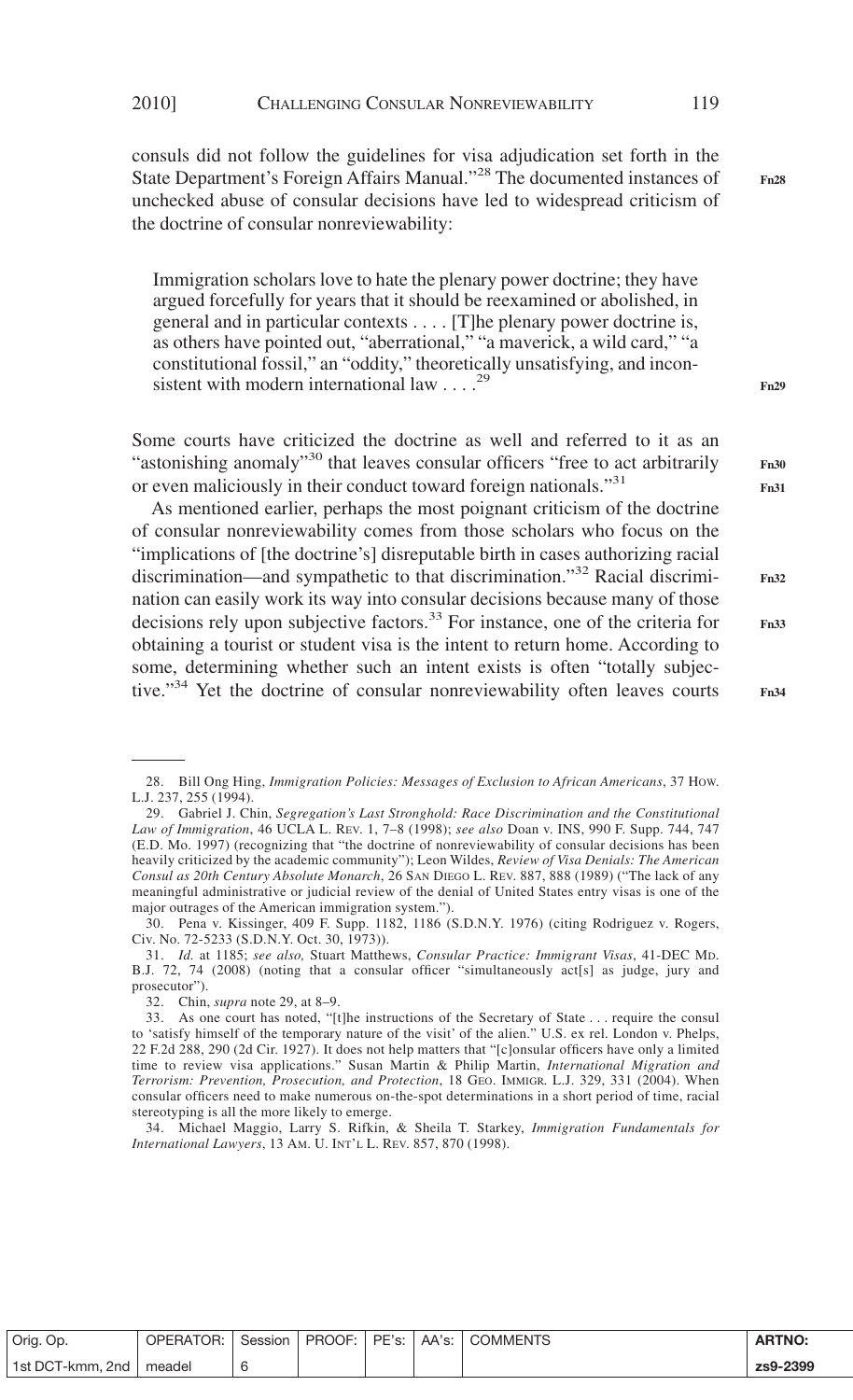consuls did not follow the guidelines for visa adjudication set forth in the State Department's Foreign Affairs Manual."[28] The documented instances of unchecked abuse of consular decisions have led to widespread criticism of the doctrine of consular nonreviewability:

> Immigration scholars love to hate the plenary power doctrine; they have argued forcefully for years that it should be reexamined or abolished, in general and in particular contexts . . . . [T]he plenary power doctrine is, as others have pointed out, "aberrational," "a maverick, a wild card," "a constitutional fossil," an "oddity," theoretically unsatisfying, and inconsistent with modern international law . . . .[29]

Some courts have criticized the doctrine as well and referred to it as an "astonishing anomaly"[30] that leaves consular officers "free to act arbitrarily or even maliciously in their conduct toward foreign nationals."[31]

As mentioned earlier, perhaps the most poignant criticism of the doctrine of consular nonreviewability comes from those scholars who focus on the "implications of [the doctrine's] disreputable birth in cases authorizing racial discrimination—and sympathetic to that discrimination."[32] Racial discrimination can easily work its way into consular decisions because many of those decisions rely upon subjective factors.[33] For instance, one of the criteria for obtaining a tourist or student visa is the intent to return home. According to some, determining whether such an intent exists is often "totally subjective."[34] Yet the doctrine of consular nonreviewability often leaves courts

---

28. Bill Ong Hing, *Immigration Policies: Messages of Exclusion to African Americans*, 37 How. L.J. 237, 255 (1994).

29. Gabriel J. Chin, *Segregation's Last Stronghold: Race Discrimination and the Constitutional Law of Immigration*, 46 UCLA L. Rev. 1, 7–8 (1998); *see also* Doan v. INS, 990 F. Supp. 744, 747 (E.D. Mo. 1997) (recognizing that "the doctrine of nonreviewability of consular decisions has been heavily criticized by the academic community"); Leon Wildes, *Review of Visa Denials: The American Consul as 20th Century Absolute Monarch*, 26 San Diego L. Rev. 887, 888 (1989) ("The lack of any meaningful administrative or judicial review of the denial of United States entry visas is one of the major outrages of the American immigration system.").

30. Pena v. Kissinger, 409 F. Supp. 1182, 1186 (S.D.N.Y. 1976) (citing Rodriguez v. Rogers, Civ. No. 72-5233 (S.D.N.Y. Oct. 30, 1973)).

31. *Id.* at 1185; *see also,* Stuart Matthews, *Consular Practice: Immigrant Visas*, 41-DEC Md. B.J. 72, 74 (2008) (noting that a consular officer "simultaneously act[s] as judge, jury and prosecutor").

32. Chin, *supra* note 29, at 8–9.

33. As one court has noted, "[t]he instructions of the Secretary of State . . . require the consul to 'satisfy himself of the temporary nature of the visit' of the alien." U.S. ex rel. London v. Phelps, 22 F.2d 288, 290 (2d Cir. 1927). It does not help matters that "[c]onsular officers have only a limited time to review visa applications." Susan Martin & Philip Martin, *International Migration and Terrorism: Prevention, Prosecution, and Protection*, 18 Geo. Immigr. L.J. 329, 331 (2004). When consular officers need to make numerous on-the-spot determinations in a short period of time, racial stereotyping is all the more likely to emerge.

34. Michael Maggio, Larry S. Rifkin, & Sheila T. Starkey, *Immigration Fundamentals for International Lawyers*, 13 Am. U. Int'l L. Rev. 857, 870 (1998).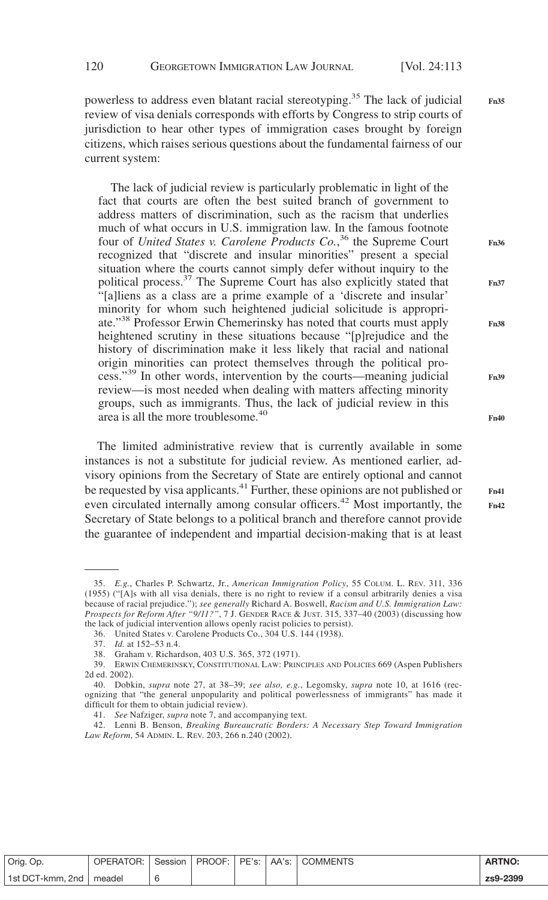powerless to address even blatant racial stereotyping.[35] The lack of judicial review of visa denials corresponds with efforts by Congress to strip courts of jurisdiction to hear other types of immigration cases brought by foreign citizens, which raises serious questions about the fundamental fairness of our current system:

> The lack of judicial review is particularly problematic in light of the fact that courts are often the best suited branch of government to address matters of discrimination, such as the racism that underlies much of what occurs in U.S. immigration law. In the famous footnote four of *United States v. Carolene Products Co.*,[36] the Supreme Court recognized that "discrete and insular minorities" present a special situation where the courts cannot simply defer without inquiry to the political process.[37] The Supreme Court has also explicitly stated that "[a]liens as a class are a prime example of a 'discrete and insular' minority for whom such heightened judicial solicitude is appropriate."[38] Professor Erwin Chemerinsky has noted that courts must apply heightened scrutiny in these situations because "[p]rejudice and the history of discrimination make it less likely that racial and national origin minorities can protect themselves through the political process."[39] In other words, intervention by the courts—meaning judicial review—is most needed when dealing with matters affecting minority groups, such as immigrants. Thus, the lack of judicial review in this area is all the more troublesome.[40]

The limited administrative review that is currently available in some instances is not a substitute for judicial review. As mentioned earlier, advisory opinions from the Secretary of State are entirely optional and cannot be requested by visa applicants.[41] Further, these opinions are not published or even circulated internally among consular officers.[42] Most importantly, the Secretary of State belongs to a political branch and therefore cannot provide the guarantee of independent and impartial decision-making that is at least

---

35. *E.g.*, Charles P. Schwartz, Jr., *American Immigration Policy*, 55 COLUM. L. REV. 311, 336 (1955) ("[A]s with all visa denials, there is no right to review if a consul arbitrarily denies a visa because of racial prejudice."); *see generally* Richard A. Boswell, *Racism and U.S. Immigration Law: Prospects for Reform After "9/11?"*, 7 J. GENDER RACE & JUST. 315, 337–40 (2003) (discussing how the lack of judicial intervention allows openly racist policies to persist).

36. United States v. Carolene Products Co., 304 U.S. 144 (1938).

37. *Id.* at 152–53 n.4.

38. Graham v. Richardson, 403 U.S. 365, 372 (1971).

39. ERWIN CHEMERINSKY, CONSTITUTIONAL LAW: PRINCIPLES AND POLICIES 669 (Aspen Publishers 2d ed. 2002).

40. Dobkin, *supra* note 27, at 38–39; *see also, e.g.*, Legomsky, *supra* note 10, at 1616 (recognizing that "the general unpopularity and political powerlessness of immigrants" has made it difficult for them to obtain judicial review).

41. *See* Nafziger, *supra* note 7, and accompanying text.

42. Lenni B. Benson, *Breaking Bureaucratic Borders: A Necessary Step Toward Immigration Law Reform*, 54 ADMIN. L. REV. 203, 266 n.240 (2002).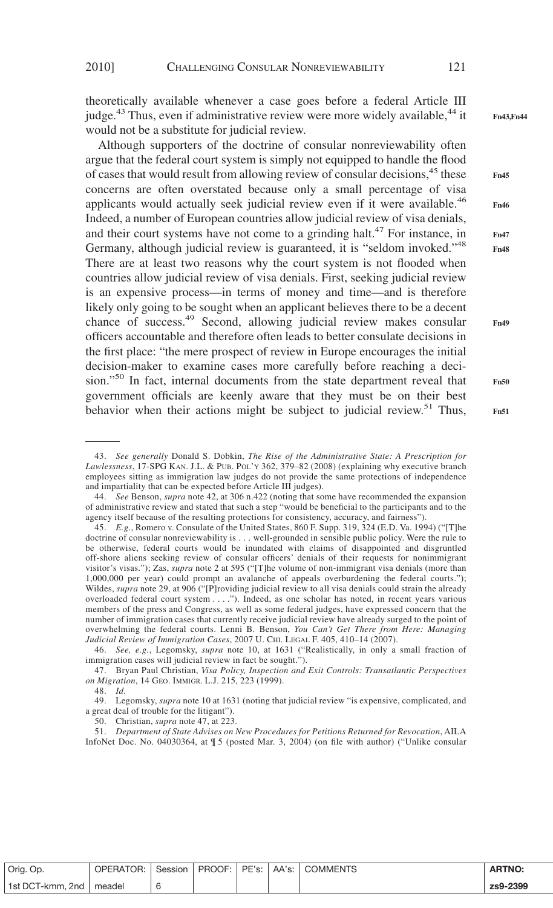theoretically available whenever a case goes before a federal Article III judge.[43] Thus, even if administrative review were more widely available,[44] it would not be a substitute for judicial review.

Although supporters of the doctrine of consular nonreviewability often argue that the federal court system is simply not equipped to handle the flood of cases that would result from allowing review of consular decisions,[45] these concerns are often overstated because only a small percentage of visa applicants would actually seek judicial review even if it were available.[46] Indeed, a number of European countries allow judicial review of visa denials, and their court systems have not come to a grinding halt.[47] For instance, in Germany, although judicial review is guaranteed, it is "seldom invoked."[48] There are at least two reasons why the court system is not flooded when countries allow judicial review of visa denials. First, seeking judicial review is an expensive process—in terms of money and time—and is therefore likely only going to be sought when an applicant believes there to be a decent chance of success.[49] Second, allowing judicial review makes consular officers accountable and therefore often leads to better consulate decisions in the first place: "the mere prospect of review in Europe encourages the initial decision-maker to examine cases more carefully before reaching a decision."[50] In fact, internal documents from the state department reveal that government officials are keenly aware that they must be on their best behavior when their actions might be subject to judicial review.[51] Thus,

---

43. *See generally* Donald S. Dobkin, *The Rise of the Administrative State: A Prescription for Lawlessness*, 17-SPG KAN. J.L. & PUB. POL'Y 362, 379–82 (2008) (explaining why executive branch employees sitting as immigration law judges do not provide the same protections of independence and impartiality that can be expected before Article III judges).

44. *See* Benson, *supra* note 42, at 306 n.422 (noting that some have recommended the expansion of administrative review and stated that such a step "would be beneficial to the participants and to the agency itself because of the resulting protections for consistency, accuracy, and fairness").

45. *E.g.*, Romero v. Consulate of the United States, 860 F. Supp. 319, 324 (E.D. Va. 1994) ("[T]he doctrine of consular nonreviewability is . . . well-grounded in sensible public policy. Were the rule to be otherwise, federal courts would be inundated with claims of disappointed and disgruntled off-shore aliens seeking review of consular officers' denials of their requests for nonimmigrant visitor's visas."); Zas, *supra* note 2 at 595 ("[T]he volume of non-immigrant visa denials (more than 1,000,000 per year) could prompt an avalanche of appeals overburdening the federal courts."); Wildes, *supra* note 29, at 906 ("[P]roviding judicial review to all visa denials could strain the already overloaded federal court system . . . ."). Indeed, as one scholar has noted, in recent years various members of the press and Congress, as well as some federal judges, have expressed concern that the number of immigration cases that currently receive judicial review have already surged to the point of overwhelming the federal courts. Lenni B. Benson, *You Can't Get There from Here: Managing Judicial Review of Immigration Cases*, 2007 U. CHI. LEGAL F. 405, 410–14 (2007).

46. *See, e.g.*, Legomsky, *supra* note 10, at 1631 ("Realistically, in only a small fraction of immigration cases will judicial review in fact be sought.").

47. Bryan Paul Christian, *Visa Policy, Inspection and Exit Controls: Transatlantic Perspectives on Migration*, 14 GEO. IMMIGR. L.J. 215, 223 (1999).

48. *Id*.

49. Legomsky, *supra* note 10 at 1631 (noting that judicial review "is expensive, complicated, and a great deal of trouble for the litigant").

50. Christian, *supra* note 47, at 223.

51. *Department of State Advises on New Procedures for Petitions Returned for Revocation*, AILA InfoNet Doc. No. 04030364, at ¶ 5 (posted Mar. 3, 2004) (on file with author) ("Unlike consular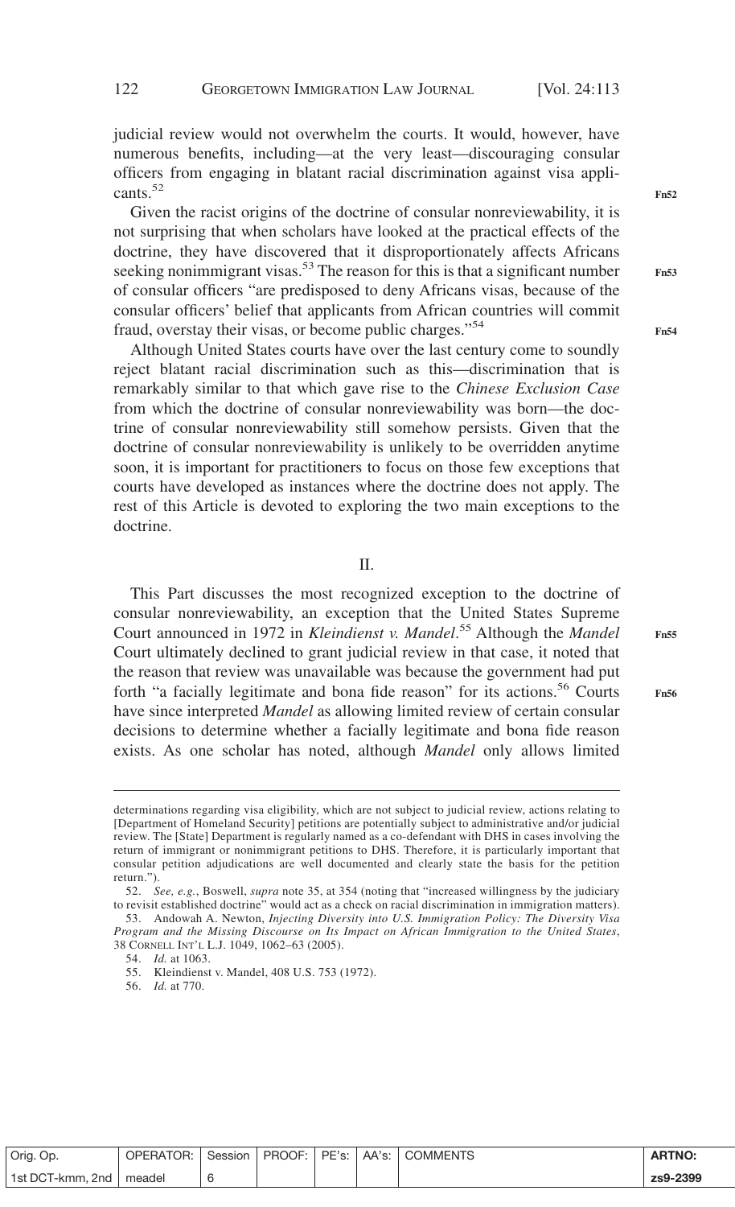judicial review would not overwhelm the courts. It would, however, have numerous benefits, including—at the very least—discouraging consular officers from engaging in blatant racial discrimination against visa applicants.[52]

Given the racist origins of the doctrine of consular nonreviewability, it is not surprising that when scholars have looked at the practical effects of the doctrine, they have discovered that it disproportionately affects Africans seeking nonimmigrant visas.[53] The reason for this is that a significant number of consular officers "are predisposed to deny Africans visas, because of the consular officers' belief that applicants from African countries will commit fraud, overstay their visas, or become public charges."[54]

Although United States courts have over the last century come to soundly reject blatant racial discrimination such as this—discrimination that is remarkably similar to that which gave rise to the *Chinese Exclusion Case* from which the doctrine of consular nonreviewability was born—the doctrine of consular nonreviewability still somehow persists. Given that the doctrine of consular nonreviewability is unlikely to be overridden anytime soon, it is important for practitioners to focus on those few exceptions that courts have developed as instances where the doctrine does not apply. The rest of this Article is devoted to exploring the two main exceptions to the doctrine.

## II.

This Part discusses the most recognized exception to the doctrine of consular nonreviewability, an exception that the United States Supreme Court announced in 1972 in *Kleindienst v. Mandel*.[55] Although the *Mandel* Court ultimately declined to grant judicial review in that case, it noted that the reason that review was unavailable was because the government had put forth "a facially legitimate and bona fide reason" for its actions.[56] Courts have since interpreted *Mandel* as allowing limited review of certain consular decisions to determine whether a facially legitimate and bona fide reason exists. As one scholar has noted, although *Mandel* only allows limited

---

determinations regarding visa eligibility, which are not subject to judicial review, actions relating to [Department of Homeland Security] petitions are potentially subject to administrative and/or judicial review. The [State] Department is regularly named as a co-defendant with DHS in cases involving the return of immigrant or nonimmigrant petitions to DHS. Therefore, it is particularly important that consular petition adjudications are well documented and clearly state the basis for the petition return.").

52. *See, e.g.*, Boswell, *supra* note 35, at 354 (noting that "increased willingness by the judiciary to revisit established doctrine" would act as a check on racial discrimination in immigration matters).

53. Andowah A. Newton, *Injecting Diversity into U.S. Immigration Policy: The Diversity Visa Program and the Missing Discourse on Its Impact on African Immigration to the United States*, 38 CORNELL INT'L L.J. 1049, 1062–63 (2005).

54. *Id.* at 1063.

55. Kleindienst v. Mandel, 408 U.S. 753 (1972).

56. *Id.* at 770.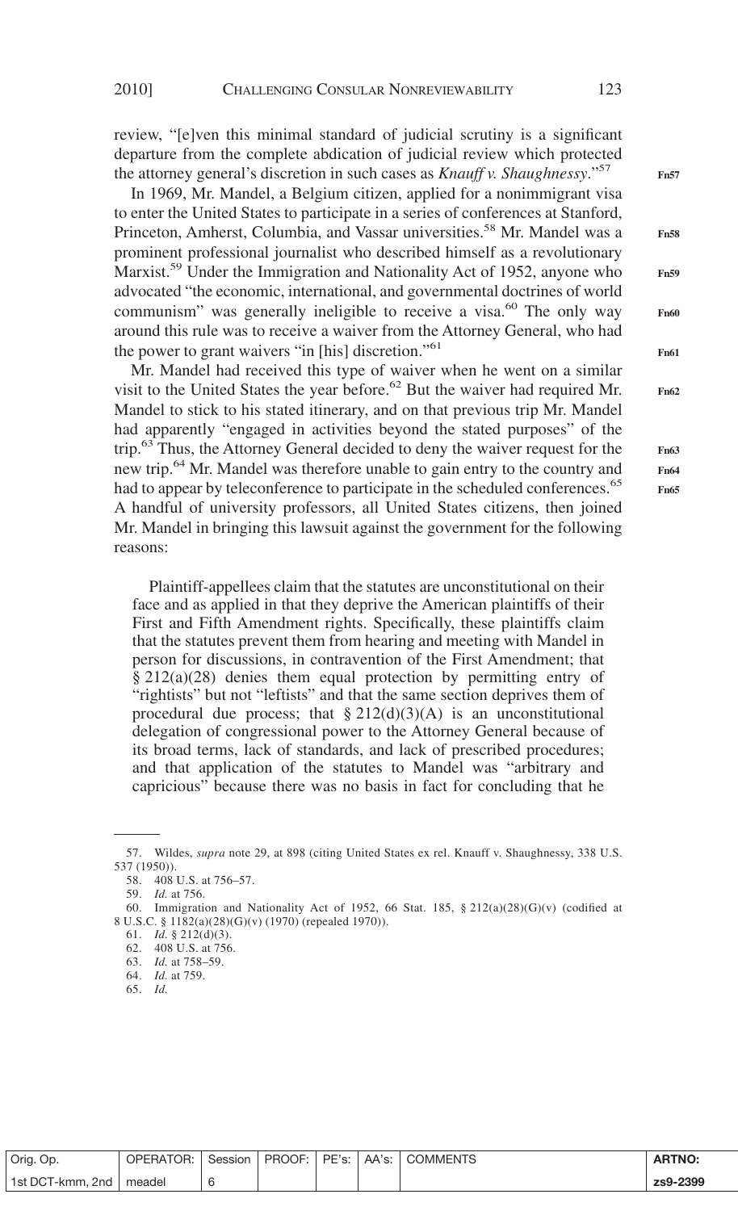review, "[e]ven this minimal standard of judicial scrutiny is a significant departure from the complete abdication of judicial review which protected the attorney general's discretion in such cases as *Knauff v. Shaughnessy*."[57]

In 1969, Mr. Mandel, a Belgium citizen, applied for a nonimmigrant visa to enter the United States to participate in a series of conferences at Stanford, Princeton, Amherst, Columbia, and Vassar universities.[58] Mr. Mandel was a prominent professional journalist who described himself as a revolutionary Marxist.[59] Under the Immigration and Nationality Act of 1952, anyone who advocated "the economic, international, and governmental doctrines of world communism" was generally ineligible to receive a visa.[60] The only way around this rule was to receive a waiver from the Attorney General, who had the power to grant waivers "in [his] discretion."[61]

Mr. Mandel had received this type of waiver when he went on a similar visit to the United States the year before.[62] But the waiver had required Mr. Mandel to stick to his stated itinerary, and on that previous trip Mr. Mandel had apparently "engaged in activities beyond the stated purposes" of the trip.[63] Thus, the Attorney General decided to deny the waiver request for the new trip.[64] Mr. Mandel was therefore unable to gain entry to the country and had to appear by teleconference to participate in the scheduled conferences.[65] A handful of university professors, all United States citizens, then joined Mr. Mandel in bringing this lawsuit against the government for the following reasons:

> Plaintiff-appellees claim that the statutes are unconstitutional on their face and as applied in that they deprive the American plaintiffs of their First and Fifth Amendment rights. Specifically, these plaintiffs claim that the statutes prevent them from hearing and meeting with Mandel in person for discussions, in contravention of the First Amendment; that § 212(a)(28) denies them equal protection by permitting entry of "rightists" but not "leftists" and that the same section deprives them of procedural due process; that § 212(d)(3)(A) is an unconstitutional delegation of congressional power to the Attorney General because of its broad terms, lack of standards, and lack of prescribed procedures; and that application of the statutes to Mandel was "arbitrary and capricious" because there was no basis in fact for concluding that he

---

57. Wildes, *supra* note 29, at 898 (citing United States ex rel. Knauff v. Shaughnessy, 338 U.S. 537 (1950)).

58. 408 U.S. at 756–57.

59. *Id.* at 756.

60. Immigration and Nationality Act of 1952, 66 Stat. 185, § 212(a)(28)(G)(v) (codified at 8 U.S.C. § 1182(a)(28)(G)(v) (1970) (repealed 1970)).

61. *Id.* § 212(d)(3).

62. 408 U.S. at 756.

63. *Id.* at 758–59.

64. *Id.* at 759.

65. *Id.*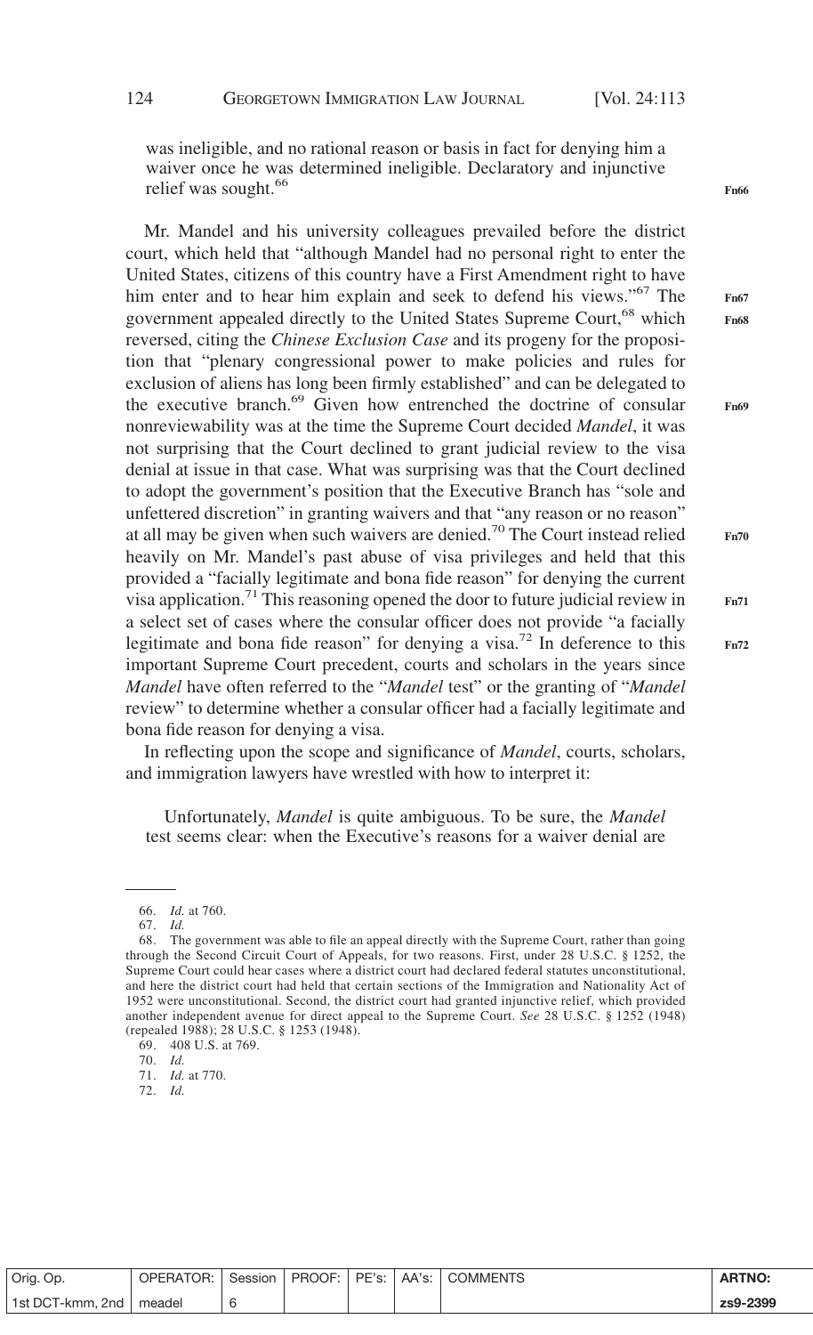was ineligible, and no rational reason or basis in fact for denying him a waiver once he was determined ineligible. Declaratory and injunctive relief was sought.[66]

Mr. Mandel and his university colleagues prevailed before the district court, which held that "although Mandel had no personal right to enter the United States, citizens of this country have a First Amendment right to have him enter and to hear him explain and seek to defend his views."[67] The government appealed directly to the United States Supreme Court,[68] which reversed, citing the *Chinese Exclusion Case* and its progeny for the proposition that "plenary congressional power to make policies and rules for exclusion of aliens has long been firmly established" and can be delegated to the executive branch.[69] Given how entrenched the doctrine of consular nonreviewability was at the time the Supreme Court decided *Mandel*, it was not surprising that the Court declined to grant judicial review to the visa denial at issue in that case. What was surprising was that the Court declined to adopt the government's position that the Executive Branch has "sole and unfettered discretion" in granting waivers and that "any reason or no reason" at all may be given when such waivers are denied.[70] The Court instead relied heavily on Mr. Mandel's past abuse of visa privileges and held that this provided a "facially legitimate and bona fide reason" for denying the current visa application.[71] This reasoning opened the door to future judicial review in a select set of cases where the consular officer does not provide "a facially legitimate and bona fide reason" for denying a visa.[72] In deference to this important Supreme Court precedent, courts and scholars in the years since *Mandel* have often referred to the "*Mandel* test" or the granting of "*Mandel* review" to determine whether a consular officer had a facially legitimate and bona fide reason for denying a visa.

In reflecting upon the scope and significance of *Mandel*, courts, scholars, and immigration lawyers have wrestled with how to interpret it:

> Unfortunately, *Mandel* is quite ambiguous. To be sure, the *Mandel* test seems clear: when the Executive's reasons for a waiver denial are

---

66. *Id.* at 760.

67. *Id.*

68. The government was able to file an appeal directly with the Supreme Court, rather than going through the Second Circuit Court of Appeals, for two reasons. First, under 28 U.S.C. § 1252, the Supreme Court could hear cases where a district court had declared federal statutes unconstitutional, and here the district court had held that certain sections of the Immigration and Nationality Act of 1952 were unconstitutional. Second, the district court had granted injunctive relief, which provided another independent avenue for direct appeal to the Supreme Court. *See* 28 U.S.C. § 1252 (1948) (repealed 1988); 28 U.S.C. § 1253 (1948).

69. 408 U.S. at 769.

70. *Id.*

71. *Id.* at 770.

72. *Id.*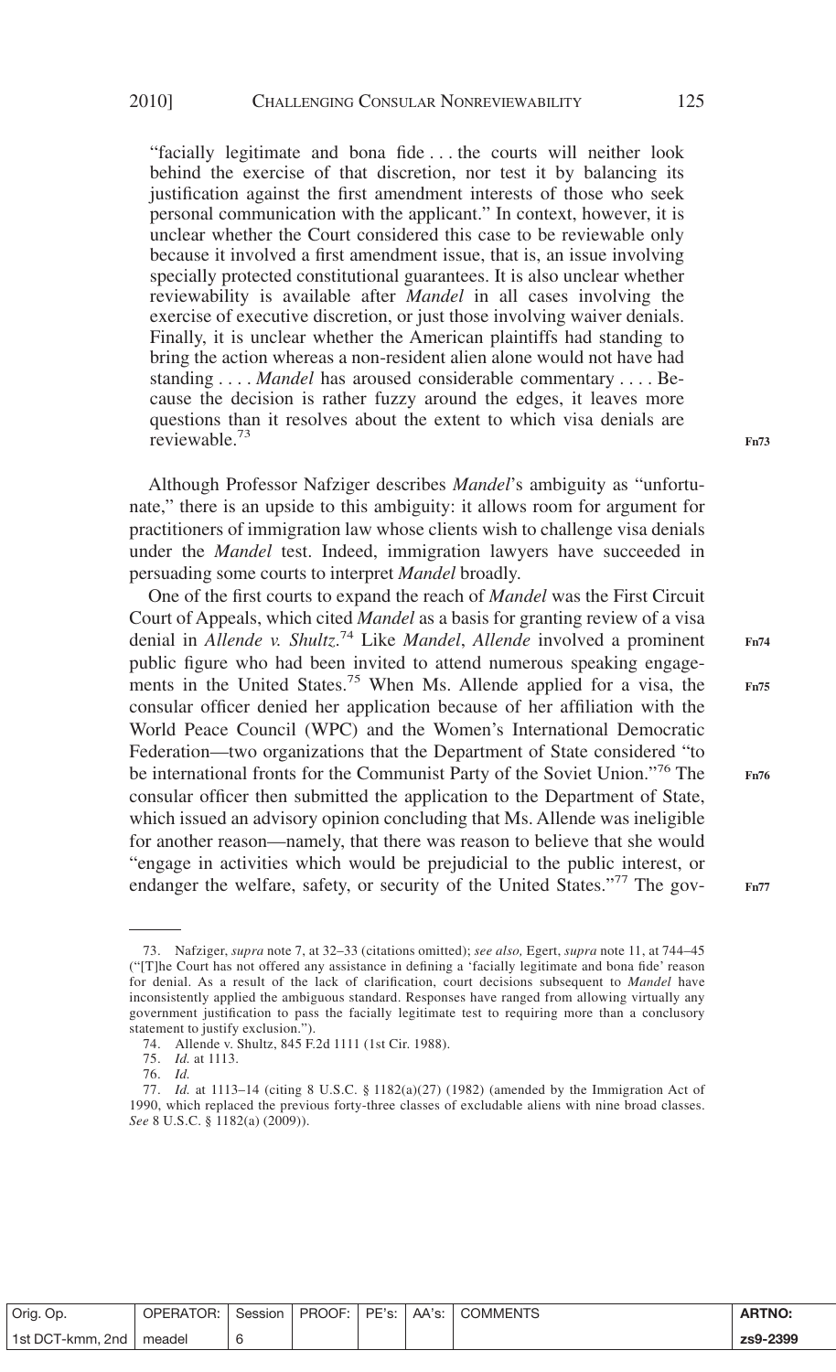"facially legitimate and bona fide . . . the courts will neither look behind the exercise of that discretion, nor test it by balancing its justification against the first amendment interests of those who seek personal communication with the applicant." In context, however, it is unclear whether the Court considered this case to be reviewable only because it involved a first amendment issue, that is, an issue involving specially protected constitutional guarantees. It is also unclear whether reviewability is available after *Mandel* in all cases involving the exercise of executive discretion, or just those involving waiver denials. Finally, it is unclear whether the American plaintiffs had standing to bring the action whereas a non-resident alien alone would not have had standing . . . . *Mandel* has aroused considerable commentary . . . . Because the decision is rather fuzzy around the edges, it leaves more questions than it resolves about the extent to which visa denials are reviewable.[73]

Although Professor Nafziger describes *Mandel*'s ambiguity as "unfortunate," there is an upside to this ambiguity: it allows room for argument for practitioners of immigration law whose clients wish to challenge visa denials under the *Mandel* test. Indeed, immigration lawyers have succeeded in persuading some courts to interpret *Mandel* broadly.

One of the first courts to expand the reach of *Mandel* was the First Circuit Court of Appeals, which cited *Mandel* as a basis for granting review of a visa denial in *Allende v. Shultz*.[74] Like *Mandel*, *Allende* involved a prominent public figure who had been invited to attend numerous speaking engagements in the United States.[75] When Ms. Allende applied for a visa, the consular officer denied her application because of her affiliation with the World Peace Council (WPC) and the Women's International Democratic Federation—two organizations that the Department of State considered "to be international fronts for the Communist Party of the Soviet Union."[76] The consular officer then submitted the application to the Department of State, which issued an advisory opinion concluding that Ms. Allende was ineligible for another reason—namely, that there was reason to believe that she would "engage in activities which would be prejudicial to the public interest, or endanger the welfare, safety, or security of the United States."[77] The gov-

---

73. Nafziger, *supra* note 7, at 32–33 (citations omitted); *see also,* Egert, *supra* note 11, at 744–45 ("[T]he Court has not offered any assistance in defining a 'facially legitimate and bona fide' reason for denial. As a result of the lack of clarification, court decisions subsequent to *Mandel* have inconsistently applied the ambiguous standard. Responses have ranged from allowing virtually any government justification to pass the facially legitimate test to requiring more than a conclusory statement to justify exclusion.").

74. Allende v. Shultz, 845 F.2d 1111 (1st Cir. 1988).

75. *Id.* at 1113.

76. *Id.*

77. *Id.* at 1113–14 (citing 8 U.S.C. § 1182(a)(27) (1982) (amended by the Immigration Act of 1990, which replaced the previous forty-three classes of excludable aliens with nine broad classes. *See* 8 U.S.C. § 1182(a) (2009)).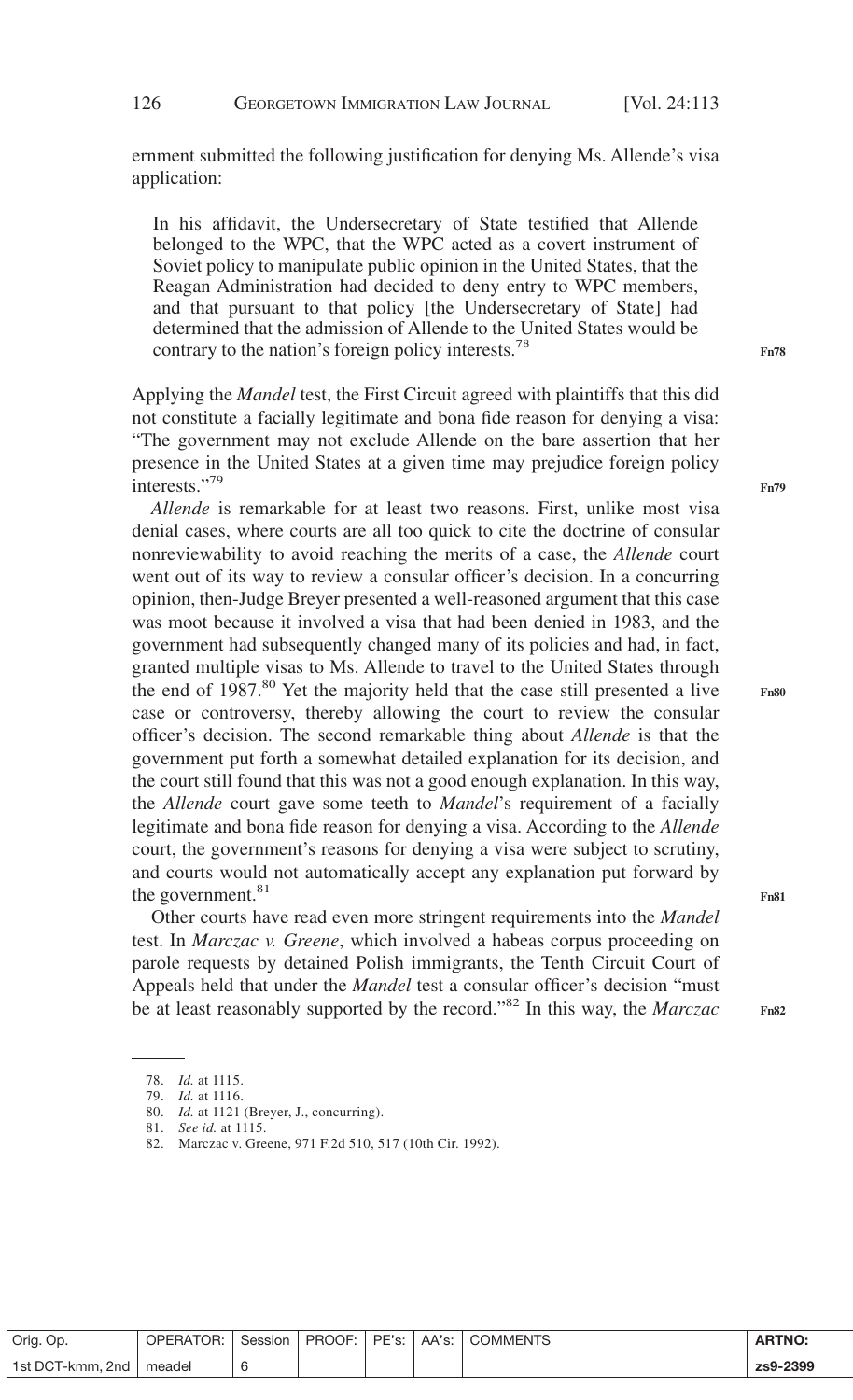ernment submitted the following justification for denying Ms. Allende's visa application:

> In his affidavit, the Undersecretary of State testified that Allende belonged to the WPC, that the WPC acted as a covert instrument of Soviet policy to manipulate public opinion in the United States, that the Reagan Administration had decided to deny entry to WPC members, and that pursuant to that policy [the Undersecretary of State] had determined that the admission of Allende to the United States would be contrary to the nation's foreign policy interests.[78]

Applying the *Mandel* test, the First Circuit agreed with plaintiffs that this did not constitute a facially legitimate and bona fide reason for denying a visa: "The government may not exclude Allende on the bare assertion that her presence in the United States at a given time may prejudice foreign policy interests."[79]

*Allende* is remarkable for at least two reasons. First, unlike most visa denial cases, where courts are all too quick to cite the doctrine of consular nonreviewability to avoid reaching the merits of a case, the *Allende* court went out of its way to review a consular officer's decision. In a concurring opinion, then-Judge Breyer presented a well-reasoned argument that this case was moot because it involved a visa that had been denied in 1983, and the government had subsequently changed many of its policies and had, in fact, granted multiple visas to Ms. Allende to travel to the United States through the end of 1987.[80] Yet the majority held that the case still presented a live case or controversy, thereby allowing the court to review the consular officer's decision. The second remarkable thing about *Allende* is that the government put forth a somewhat detailed explanation for its decision, and the court still found that this was not a good enough explanation. In this way, the *Allende* court gave some teeth to *Mandel*'s requirement of a facially legitimate and bona fide reason for denying a visa. According to the *Allende* court, the government's reasons for denying a visa were subject to scrutiny, and courts would not automatically accept any explanation put forward by the government.[81]

Other courts have read even more stringent requirements into the *Mandel* test. In *Marczac v. Greene*, which involved a habeas corpus proceeding on parole requests by detained Polish immigrants, the Tenth Circuit Court of Appeals held that under the *Mandel* test a consular officer's decision "must be at least reasonably supported by the record."[82] In this way, the *Marczac*

---

78. *Id.* at 1115.
79. *Id.* at 1116.
80. *Id.* at 1121 (Breyer, J., concurring).
81. *See id.* at 1115.
82. Marczac v. Greene, 971 F.2d 510, 517 (10th Cir. 1992).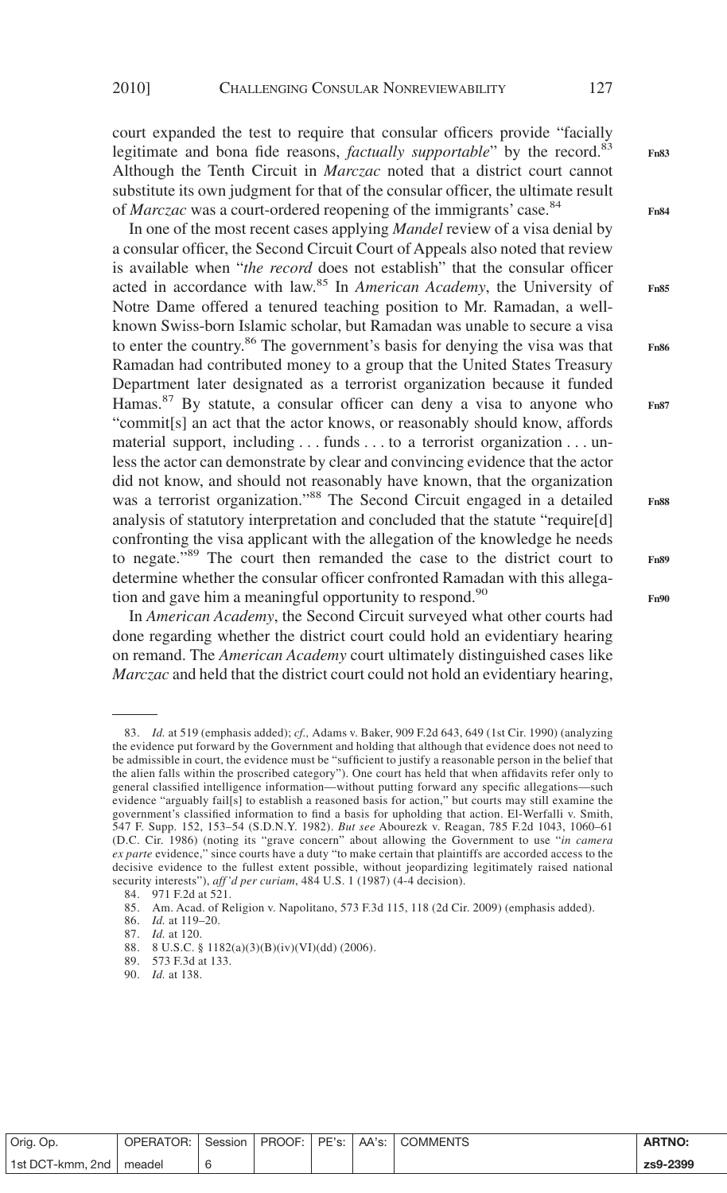court expanded the test to require that consular officers provide "facially legitimate and bona fide reasons, *factually supportable*" by the record.[83] Although the Tenth Circuit in *Marczac* noted that a district court cannot substitute its own judgment for that of the consular officer, the ultimate result of *Marczac* was a court-ordered reopening of the immigrants' case.[84]

In one of the most recent cases applying *Mandel* review of a visa denial by a consular officer, the Second Circuit Court of Appeals also noted that review is available when "*the record* does not establish" that the consular officer acted in accordance with law.[85] In *American Academy*, the University of Notre Dame offered a tenured teaching position to Mr. Ramadan, a well-known Swiss-born Islamic scholar, but Ramadan was unable to secure a visa to enter the country.[86] The government's basis for denying the visa was that Ramadan had contributed money to a group that the United States Treasury Department later designated as a terrorist organization because it funded Hamas.[87] By statute, a consular officer can deny a visa to anyone who "commit[s] an act that the actor knows, or reasonably should know, affords material support, including . . . funds . . . to a terrorist organization . . . unless the actor can demonstrate by clear and convincing evidence that the actor did not know, and should not reasonably have known, that the organization was a terrorist organization."[88] The Second Circuit engaged in a detailed analysis of statutory interpretation and concluded that the statute "require[d] confronting the visa applicant with the allegation of the knowledge he needs to negate."[89] The court then remanded the case to the district court to determine whether the consular officer confronted Ramadan with this allegation and gave him a meaningful opportunity to respond.[90]

In *American Academy*, the Second Circuit surveyed what other courts had done regarding whether the district court could hold an evidentiary hearing on remand. The *American Academy* court ultimately distinguished cases like *Marczac* and held that the district court could not hold an evidentiary hearing,

---

83. *Id.* at 519 (emphasis added); *cf.,* Adams v. Baker, 909 F.2d 643, 649 (1st Cir. 1990) (analyzing the evidence put forward by the Government and holding that although that evidence does not need to be admissible in court, the evidence must be "sufficient to justify a reasonable person in the belief that the alien falls within the proscribed category"). One court has held that when affidavits refer only to general classified intelligence information—without putting forward any specific allegations—such evidence "arguably fail[s] to establish a reasoned basis for action," but courts may still examine the government's classified information to find a basis for upholding that action. El-Werfalli v. Smith, 547 F. Supp. 152, 153–54 (S.D.N.Y. 1982). *But see* Abourezk v. Reagan, 785 F.2d 1043, 1060–61 (D.C. Cir. 1986) (noting its "grave concern" about allowing the Government to use "*in camera ex parte* evidence," since courts have a duty "to make certain that plaintiffs are accorded access to the decisive evidence to the fullest extent possible, without jeopardizing legitimately raised national security interests"), *aff'd per curiam*, 484 U.S. 1 (1987) (4-4 decision).

84. 971 F.2d at 521.

85. Am. Acad. of Religion v. Napolitano, 573 F.3d 115, 118 (2d Cir. 2009) (emphasis added).

86. *Id.* at 119–20.

87. *Id.* at 120.

88. 8 U.S.C. § 1182(a)(3)(B)(iv)(VI)(dd) (2006).

89. 573 F.3d at 133.

90. *Id.* at 138.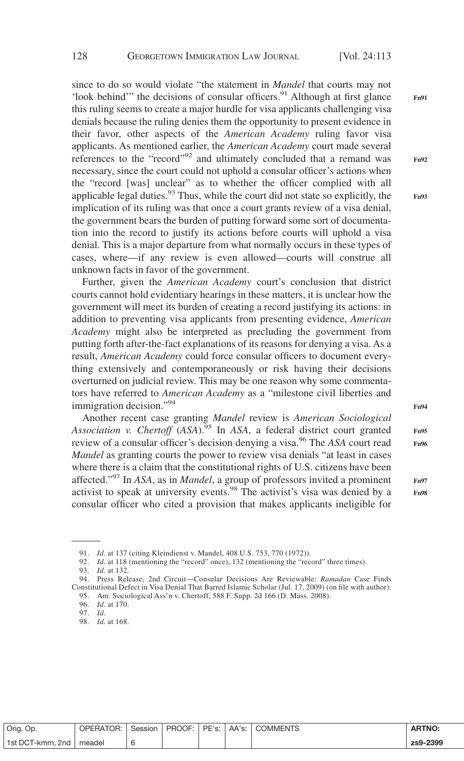since to do so would violate "the statement in *Mandel* that courts may not 'look behind'" the decisions of consular officers.[91] Although at first glance this ruling seems to create a major hurdle for visa applicants challenging visa denials because the ruling denies them the opportunity to present evidence in their favor, other aspects of the *American Academy* ruling favor visa applicants. As mentioned earlier, the *American Academy* court made several references to the "record"[92] and ultimately concluded that a remand was necessary, since the court could not uphold a consular officer's actions when the "record [was] unclear" as to whether the officer complied with all applicable legal duties.[93] Thus, while the court did not state so explicitly, the implication of its ruling was that once a court grants review of a visa denial, the government bears the burden of putting forward some sort of documentation into the record to justify its actions before courts will uphold a visa denial. This is a major departure from what normally occurs in these types of cases, where—if any review is even allowed—courts will construe all unknown facts in favor of the government.

Further, given the *American Academy* court's conclusion that district courts cannot hold evidentiary hearings in these matters, it is unclear how the government will meet its burden of creating a record justifying its actions: in addition to preventing visa applicants from presenting evidence, *American Academy* might also be interpreted as precluding the government from putting forth after-the-fact explanations of its reasons for denying a visa. As a result, *American Academy* could force consular officers to document everything extensively and contemporaneously or risk having their decisions overturned on judicial review. This may be one reason why some commentators have referred to *American Academy* as a "milestone civil liberties and immigration decision."[94]

Another recent case granting *Mandel* review is *American Sociological Association v. Chertoff* (*ASA*).[95] In *ASA*, a federal district court granted review of a consular officer's decision denying a visa.[96] The *ASA* court read *Mandel* as granting courts the power to review visa denials "at least in cases where there is a claim that the constitutional rights of U.S. citizens have been affected."[97] In *ASA*, as in *Mandel*, a group of professors invited a prominent activist to speak at university events.[98] The activist's visa was denied by a consular officer who cited a provision that makes applicants ineligible for

---

91. *Id.* at 137 (citing Kleindienst v. Mandel, 408 U.S. 753, 770 (1972)).

92. *Id.* at 118 (mentioning the "record" once), 132 (mentioning the "record" three times).

93. *Id.* at 132.

94. Press Release, 2nd Circuit—Consular Decisions Are Reviewable: *Ramadan* Case Finds Constitutional Defect in Visa Denial That Barred Islamic Scholar (Jul. 17, 2009) (on file with author).

95. Am. Sociological Ass'n v. Chertoff, 588 F. Supp. 2d 166 (D. Mass. 2008).

96. *Id.* at 170.

97. *Id*.

98. *Id.* at 168.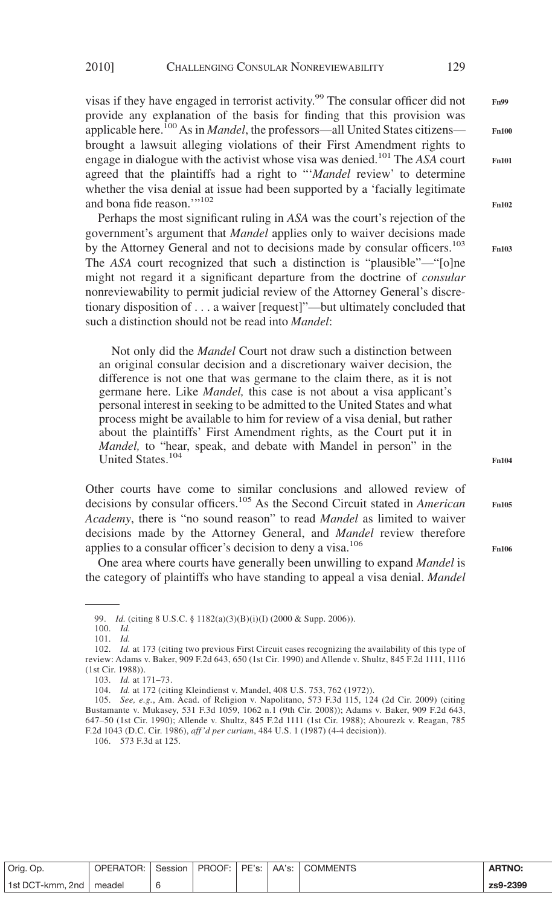visas if they have engaged in terrorist activity.[99] The consular officer did not provide any explanation of the basis for finding that this provision was applicable here.[100] As in *Mandel*, the professors—all United States citizens—brought a lawsuit alleging violations of their First Amendment rights to engage in dialogue with the activist whose visa was denied.[101] The *ASA* court agreed that the plaintiffs had a right to "'*Mandel* review' to determine whether the visa denial at issue had been supported by a 'facially legitimate and bona fide reason.'"[102]

Perhaps the most significant ruling in *ASA* was the court's rejection of the government's argument that *Mandel* applies only to waiver decisions made by the Attorney General and not to decisions made by consular officers.[103] The *ASA* court recognized that such a distinction is "plausible"—"[o]ne might not regard it a significant departure from the doctrine of *consular* nonreviewability to permit judicial review of the Attorney General's discretionary disposition of . . . a waiver [request]"—but ultimately concluded that such a distinction should not be read into *Mandel*:

> Not only did the *Mandel* Court not draw such a distinction between an original consular decision and a discretionary waiver decision, the difference is not one that was germane to the claim there, as it is not germane here. Like *Mandel,* this case is not about a visa applicant's personal interest in seeking to be admitted to the United States and what process might be available to him for review of a visa denial, but rather about the plaintiffs' First Amendment rights, as the Court put it in *Mandel,* to "hear, speak, and debate with Mandel in person" in the United States.[104]

Other courts have come to similar conclusions and allowed review of decisions by consular officers.[105] As the Second Circuit stated in *American Academy*, there is "no sound reason" to read *Mandel* as limited to waiver decisions made by the Attorney General, and *Mandel* review therefore applies to a consular officer's decision to deny a visa.[106]

One area where courts have generally been unwilling to expand *Mandel* is the category of plaintiffs who have standing to appeal a visa denial. *Mandel*

---

99. *Id.* (citing 8 U.S.C. § 1182(a)(3)(B)(i)(I) (2000 & Supp. 2006)).

100. *Id.*

101. *Id.*

102. *Id.* at 173 (citing two previous First Circuit cases recognizing the availability of this type of review: Adams v. Baker, 909 F.2d 643, 650 (1st Cir. 1990) and Allende v. Shultz, 845 F.2d 1111, 1116 (1st Cir. 1988)).

103. *Id.* at 171–73.

104. *Id.* at 172 (citing Kleindienst v. Mandel, 408 U.S. 753, 762 (1972)).

105. *See, e.g.*, Am. Acad. of Religion v. Napolitano, 573 F.3d 115, 124 (2d Cir. 2009) (citing Bustamante v. Mukasey, 531 F.3d 1059, 1062 n.1 (9th Cir. 2008)); Adams v. Baker, 909 F.2d 643, 647–50 (1st Cir. 1990); Allende v. Shultz, 845 F.2d 1111 (1st Cir. 1988); Abourezk v. Reagan, 785 F.2d 1043 (D.C. Cir. 1986), *aff'd per curiam*, 484 U.S. 1 (1987) (4-4 decision)).

106. 573 F.3d at 125.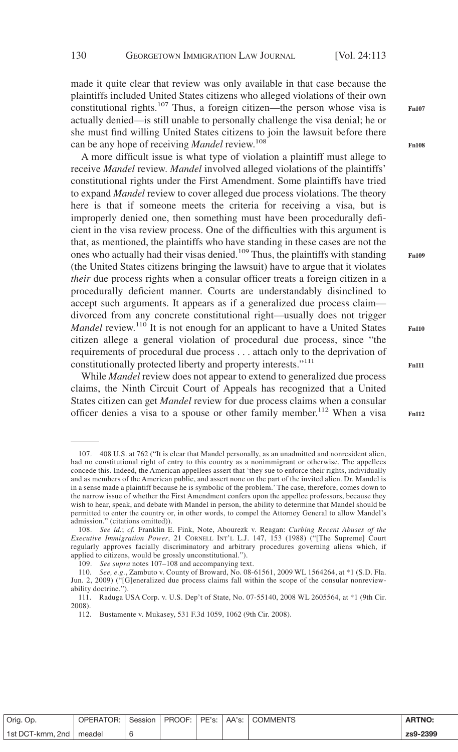made it quite clear that review was only available in that case because the plaintiffs included United States citizens who alleged violations of their own constitutional rights.[107] Thus, a foreign citizen—the person whose visa is actually denied—is still unable to personally challenge the visa denial; he or she must find willing United States citizens to join the lawsuit before there can be any hope of receiving *Mandel* review.[108]

A more difficult issue is what type of violation a plaintiff must allege to receive *Mandel* review. *Mandel* involved alleged violations of the plaintiffs' constitutional rights under the First Amendment. Some plaintiffs have tried to expand *Mandel* review to cover alleged due process violations. The theory here is that if someone meets the criteria for receiving a visa, but is improperly denied one, then something must have been procedurally deficient in the visa review process. One of the difficulties with this argument is that, as mentioned, the plaintiffs who have standing in these cases are not the ones who actually had their visas denied.[109] Thus, the plaintiffs with standing (the United States citizens bringing the lawsuit) have to argue that it violates *their* due process rights when a consular officer treats a foreign citizen in a procedurally deficient manner. Courts are understandably disinclined to accept such arguments. It appears as if a generalized due process claim—divorced from any concrete constitutional right—usually does not trigger *Mandel* review.[110] It is not enough for an applicant to have a United States citizen allege a general violation of procedural due process, since "the requirements of procedural due process . . . attach only to the deprivation of constitutionally protected liberty and property interests."[111]

While *Mandel* review does not appear to extend to generalized due process claims, the Ninth Circuit Court of Appeals has recognized that a United States citizen can get *Mandel* review for due process claims when a consular officer denies a visa to a spouse or other family member.[112] When a visa

---

107. 408 U.S. at 762 ("It is clear that Mandel personally, as an unadmitted and nonresident alien, had no constitutional right of entry to this country as a nonimmigrant or otherwise. The appellees concede this. Indeed, the American appellees assert that 'they sue to enforce their rights, individually and as members of the American public, and assert none on the part of the invited alien. Dr. Mandel is in a sense made a plaintiff because he is symbolic of the problem.' The case, therefore, comes down to the narrow issue of whether the First Amendment confers upon the appellee professors, because they wish to hear, speak, and debate with Mandel in person, the ability to determine that Mandel should be permitted to enter the country or, in other words, to compel the Attorney General to allow Mandel's admission." (citations omitted)).

108. *See id.*; *cf.* Franklin E. Fink, Note, Abourezk v. Reagan: *Curbing Recent Abuses of the Executive Immigration Power*, 21 CORNELL INT'L L.J. 147, 153 (1988) ("[The Supreme] Court regularly approves facially discriminatory and arbitrary procedures governing aliens which, if applied to citizens, would be grossly unconstitutional.").

109. *See supra* notes 107–108 and accompanying text.

110. *See, e.g.*, Zambuto v. County of Broward, No. 08-61561, 2009 WL 1564264, at *1 (S.D. Fla. Jun. 2, 2009) ("[G]eneralized due process claims fall within the scope of the consular nonreviewability doctrine.").

111. Raduga USA Corp. v. U.S. Dep't of State, No. 07-55140, 2008 WL 2605564, at *1 (9th Cir. 2008).

112. Bustamente v. Mukasey, 531 F.3d 1059, 1062 (9th Cir. 2008).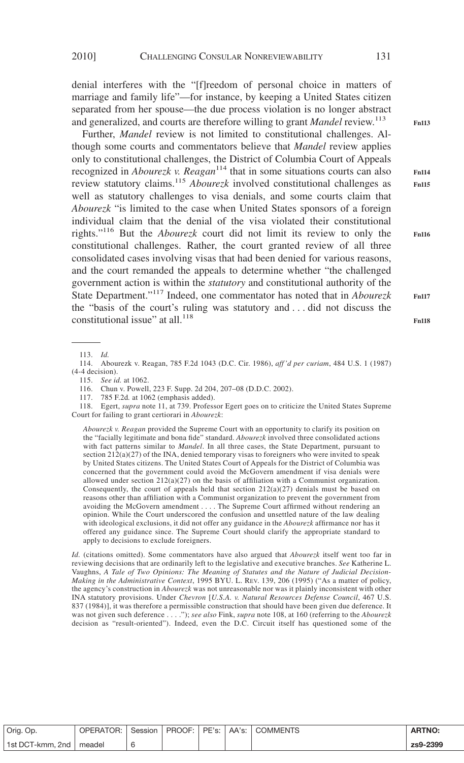denial interferes with the "[f]reedom of personal choice in matters of marriage and family life"—for instance, by keeping a United States citizen separated from her spouse—the due process violation is no longer abstract and generalized, and courts are therefore willing to grant *Mandel* review.[113]

Further, *Mandel* review is not limited to constitutional challenges. Although some courts and commentators believe that *Mandel* review applies only to constitutional challenges, the District of Columbia Court of Appeals recognized in *Abourezk v. Reagan*[114] that in some situations courts can also review statutory claims.[115] *Abourezk* involved constitutional challenges as well as statutory challenges to visa denials, and some courts claim that *Abourezk* "is limited to the case when United States sponsors of a foreign individual claim that the denial of the visa violated their constitutional rights."[116] But the *Abourezk* court did not limit its review to only the constitutional challenges. Rather, the court granted review of all three consolidated cases involving visas that had been denied for various reasons, and the court remanded the appeals to determine whether "the challenged government action is within the *statutory* and constitutional authority of the State Department."[117] Indeed, one commentator has noted that in *Abourezk* the "basis of the court's ruling was statutory and . . . did not discuss the constitutional issue" at all.[118]

---

113. *Id.*

114. Abourezk v. Reagan, 785 F.2d 1043 (D.C. Cir. 1986), *aff'd per curiam*, 484 U.S. 1 (1987) (4-4 decision).

115. *See id.* at 1062.

116. Chun v. Powell, 223 F. Supp. 2d 204, 207–08 (D.D.C. 2002).

117. 785 F.2d. at 1062 (emphasis added).

118. Egert, *supra* note 11, at 739. Professor Egert goes on to criticize the United States Supreme Court for failing to grant certiorari in *Abourezk*:

> *Abourezk v. Reagan* provided the Supreme Court with an opportunity to clarify its position on the "facially legitimate and bona fide" standard. *Abourezk* involved three consolidated actions with fact patterns similar to *Mandel*. In all three cases, the State Department, pursuant to section 212(a)(27) of the INA, denied temporary visas to foreigners who were invited to speak by United States citizens. The United States Court of Appeals for the District of Columbia was concerned that the government could avoid the McGovern amendment if visa denials were allowed under section 212(a)(27) on the basis of affiliation with a Communist organization. Consequently, the court of appeals held that section 212(a)(27) denials must be based on reasons other than affiliation with a Communist organization to prevent the government from avoiding the McGovern amendment . . . . The Supreme Court affirmed without rendering an opinion. While the Court underscored the confusion and unsettled nature of the law dealing with ideological exclusions, it did not offer any guidance in the *Abourezk* affirmance nor has it offered any guidance since. The Supreme Court should clarify the appropriate standard to apply to decisions to exclude foreigners.

*Id.* (citations omitted). Some commentators have also argued that *Abourezk* itself went too far in reviewing decisions that are ordinarily left to the legislative and executive branches. *See* Katherine L. Vaughns, *A Tale of Two Opinions: The Meaning of Statutes and the Nature of Judicial Decision-Making in the Administrative Context*, 1995 BYU. L. REV. 139, 206 (1995) ("As a matter of policy, the agency's construction in *Abourezk* was not unreasonable nor was it plainly inconsistent with other INA statutory provisions. Under *Chevron* [*U.S.A. v. Natural Resources Defense Council*, 467 U.S. 837 (1984)], it was therefore a permissible construction that should have been given due deference. It was not given such deference . . . ."); *see also* Fink, *supra* note 108, at 160 (referring to the *Abourezk* decision as "result-oriented"). Indeed, even the D.C. Circuit itself has questioned some of the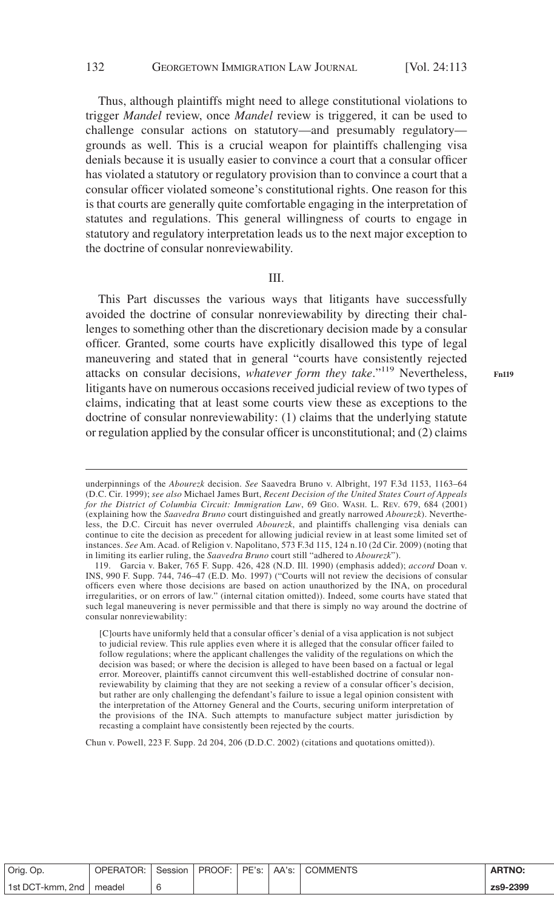Thus, although plaintiffs might need to allege constitutional violations to trigger *Mandel* review, once *Mandel* review is triggered, it can be used to challenge consular actions on statutory—and presumably regulatory—grounds as well. This is a crucial weapon for plaintiffs challenging visa denials because it is usually easier to convince a court that a consular officer has violated a statutory or regulatory provision than to convince a court that a consular officer violated someone's constitutional rights. One reason for this is that courts are generally quite comfortable engaging in the interpretation of statutes and regulations. This general willingness of courts to engage in statutory and regulatory interpretation leads us to the next major exception to the doctrine of consular nonreviewability.

## III.

This Part discusses the various ways that litigants have successfully avoided the doctrine of consular nonreviewability by directing their challenges to something other than the discretionary decision made by a consular officer. Granted, some courts have explicitly disallowed this type of legal maneuvering and stated that in general "courts have consistently rejected attacks on consular decisions, *whatever form they take*."[119] Nevertheless, litigants have on numerous occasions received judicial review of two types of claims, indicating that at least some courts view these as exceptions to the doctrine of consular nonreviewability: (1) claims that the underlying statute or regulation applied by the consular officer is unconstitutional; and (2) claims

---

underpinnings of the *Abourezk* decision. *See* Saavedra Bruno v. Albright, 197 F.3d 1153, 1163–64 (D.C. Cir. 1999); *see also* Michael James Burt, *Recent Decision of the United States Court of Appeals for the District of Columbia Circuit: Immigration Law*, 69 GEO. WASH. L. REV. 679, 684 (2001) (explaining how the *Saavedra Bruno* court distinguished and greatly narrowed *Abourezk*). Nevertheless, the D.C. Circuit has never overruled *Abourezk*, and plaintiffs challenging visa denials can continue to cite the decision as precedent for allowing judicial review in at least some limited set of instances. *See* Am. Acad. of Religion v. Napolitano, 573 F.3d 115, 124 n.10 (2d Cir. 2009) (noting that in limiting its earlier ruling, the *Saavedra Bruno* court still "adhered to *Abourezk*").

119. Garcia v. Baker, 765 F. Supp. 426, 428 (N.D. Ill. 1990) (emphasis added); *accord* Doan v. INS, 990 F. Supp. 744, 746–47 (E.D. Mo. 1997) ("Courts will not review the decisions of consular officers even where those decisions are based on action unauthorized by the INA, on procedural irregularities, or on errors of law." (internal citation omitted)). Indeed, some courts have stated that such legal maneuvering is never permissible and that there is simply no way around the doctrine of consular nonreviewability:

> [C]ourts have uniformly held that a consular officer's denial of a visa application is not subject to judicial review. This rule applies even where it is alleged that the consular officer failed to follow regulations; where the applicant challenges the validity of the regulations on which the decision was based; or where the decision is alleged to have been based on a factual or legal error. Moreover, plaintiffs cannot circumvent this well-established doctrine of consular nonreviewability by claiming that they are not seeking a review of a consular officer's decision, but rather are only challenging the defendant's failure to issue a legal opinion consistent with the interpretation of the Attorney General and the Courts, securing uniform interpretation of the provisions of the INA. Such attempts to manufacture subject matter jurisdiction by recasting a complaint have consistently been rejected by the courts.

Chun v. Powell, 223 F. Supp. 2d 204, 206 (D.D.C. 2002) (citations and quotations omitted)).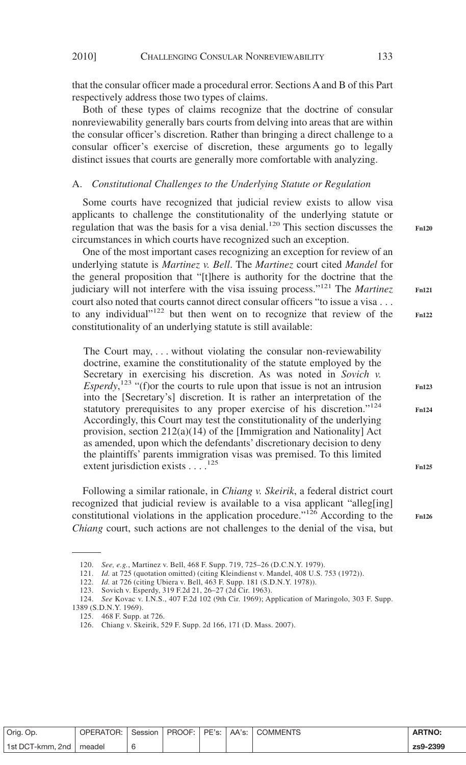that the consular officer made a procedural error. Sections A and B of this Part respectively address those two types of claims.

Both of these types of claims recognize that the doctrine of consular nonreviewability generally bars courts from delving into areas that are within the consular officer's discretion. Rather than bringing a direct challenge to a consular officer's exercise of discretion, these arguments go to legally distinct issues that courts are generally more comfortable with analyzing.

### A. *Constitutional Challenges to the Underlying Statute or Regulation*

Some courts have recognized that judicial review exists to allow visa applicants to challenge the constitutionality of the underlying statute or regulation that was the basis for a visa denial.[120] This section discusses the circumstances in which courts have recognized such an exception.

One of the most important cases recognizing an exception for review of an underlying statute is *Martinez v. Bell*. The *Martinez* court cited *Mandel* for the general proposition that "[t]here is authority for the doctrine that the judiciary will not interfere with the visa issuing process."[121] The *Martinez* court also noted that courts cannot direct consular officers "to issue a visa . . . to any individual"[122] but then went on to recognize that review of the constitutionality of an underlying statute is still available:

> The Court may, . . . without violating the consular non-reviewability doctrine, examine the constitutionality of the statute employed by the Secretary in exercising his discretion. As was noted in *Sovich v. Esperdy*,[123] "(f)or the courts to rule upon that issue is not an intrusion into the [Secretary's] discretion. It is rather an interpretation of the statutory prerequisites to any proper exercise of his discretion."[124] Accordingly, this Court may test the constitutionality of the underlying provision, section 212(a)(14) of the [Immigration and Nationality] Act as amended, upon which the defendants' discretionary decision to deny the plaintiffs' parents immigration visas was premised. To this limited extent jurisdiction exists . . . .[125]

Following a similar rationale, in *Chiang v. Skeirik*, a federal district court recognized that judicial review is available to a visa applicant "alleg[ing] constitutional violations in the application procedure."[126] According to the *Chiang* court, such actions are not challenges to the denial of the visa, but

---

120. *See, e.g.*, Martinez v. Bell, 468 F. Supp. 719, 725–26 (D.C.N.Y. 1979).

121. *Id.* at 725 (quotation omitted) (citing Kleindienst v. Mandel, 408 U.S. 753 (1972)).

122. *Id.* at 726 (citing Ubiera v. Bell, 463 F. Supp. 181 (S.D.N.Y. 1978)).

123. Sovich v. Esperdy, 319 F.2d 21, 26–27 (2d Cir. 1963).

124. *See* Kovac v. I.N.S., 407 F.2d 102 (9th Cir. 1969); Application of Maringolo, 303 F. Supp. 1389 (S.D.N.Y. 1969).

125. 468 F. Supp. at 726.

126. Chiang v. Skeirik, 529 F. Supp. 2d 166, 171 (D. Mass. 2007).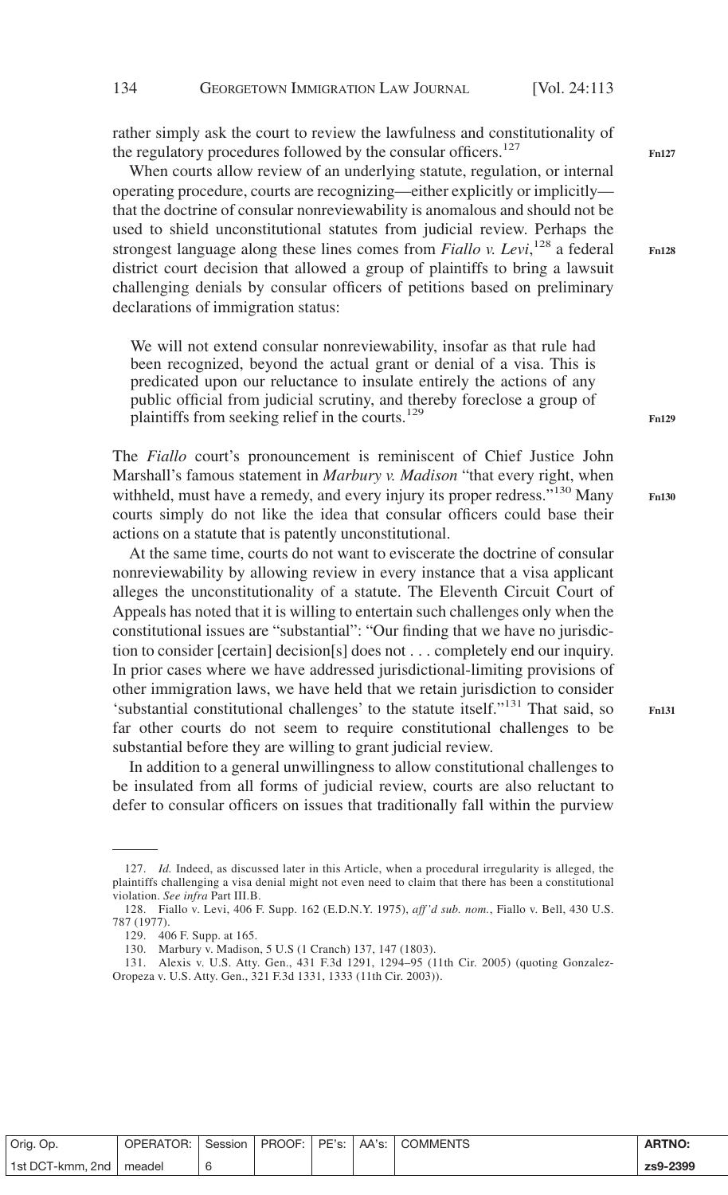rather simply ask the court to review the lawfulness and constitutionality of the regulatory procedures followed by the consular officers.[127]

When courts allow review of an underlying statute, regulation, or internal operating procedure, courts are recognizing—either explicitly or implicitly—that the doctrine of consular nonreviewability is anomalous and should not be used to shield unconstitutional statutes from judicial review. Perhaps the strongest language along these lines comes from *Fiallo v. Levi*,[128] a federal district court decision that allowed a group of plaintiffs to bring a lawsuit challenging denials by consular officers of petitions based on preliminary declarations of immigration status:

> We will not extend consular nonreviewability, insofar as that rule had been recognized, beyond the actual grant or denial of a visa. This is predicated upon our reluctance to insulate entirely the actions of any public official from judicial scrutiny, and thereby foreclose a group of plaintiffs from seeking relief in the courts.[129]

The *Fiallo* court's pronouncement is reminiscent of Chief Justice John Marshall's famous statement in *Marbury v. Madison* "that every right, when withheld, must have a remedy, and every injury its proper redress."[130] Many courts simply do not like the idea that consular officers could base their actions on a statute that is patently unconstitutional.

At the same time, courts do not want to eviscerate the doctrine of consular nonreviewability by allowing review in every instance that a visa applicant alleges the unconstitutionality of a statute. The Eleventh Circuit Court of Appeals has noted that it is willing to entertain such challenges only when the constitutional issues are "substantial": "Our finding that we have no jurisdiction to consider [certain] decision[s] does not . . . completely end our inquiry. In prior cases where we have addressed jurisdictional-limiting provisions of other immigration laws, we have held that we retain jurisdiction to consider 'substantial constitutional challenges' to the statute itself."[131] That said, so far other courts do not seem to require constitutional challenges to be substantial before they are willing to grant judicial review.

In addition to a general unwillingness to allow constitutional challenges to be insulated from all forms of judicial review, courts are also reluctant to defer to consular officers on issues that traditionally fall within the purview

---

127. *Id.* Indeed, as discussed later in this Article, when a procedural irregularity is alleged, the plaintiffs challenging a visa denial might not even need to claim that there has been a constitutional violation. *See infra* Part III.B.

128. Fiallo v. Levi, 406 F. Supp. 162 (E.D.N.Y. 1975), *aff'd sub. nom.*, Fiallo v. Bell, 430 U.S. 787 (1977).

129. 406 F. Supp. at 165.

130. Marbury v. Madison, 5 U.S (1 Cranch) 137, 147 (1803).

131. Alexis v. U.S. Atty. Gen., 431 F.3d 1291, 1294–95 (11th Cir. 2005) (quoting Gonzalez-Oropeza v. U.S. Atty. Gen., 321 F.3d 1331, 1333 (11th Cir. 2003)).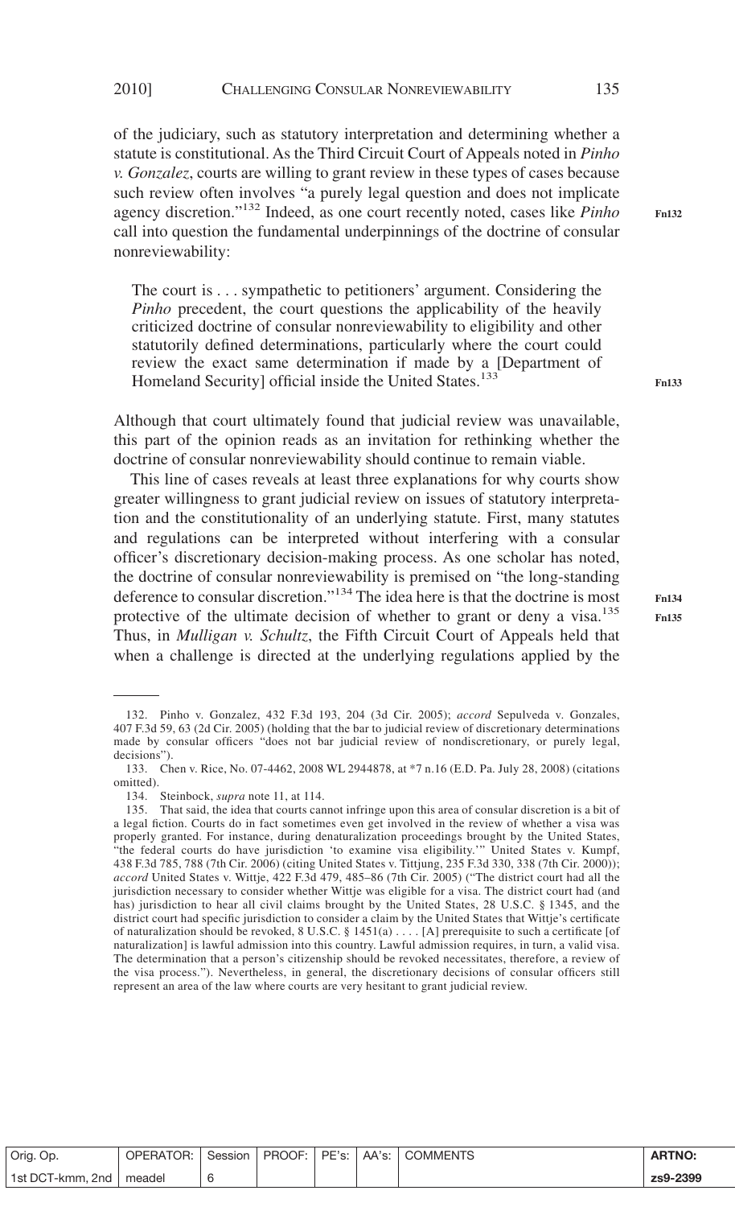of the judiciary, such as statutory interpretation and determining whether a statute is constitutional. As the Third Circuit Court of Appeals noted in *Pinho v. Gonzalez*, courts are willing to grant review in these types of cases because such review often involves "a purely legal question and does not implicate agency discretion."[132] Indeed, as one court recently noted, cases like *Pinho* call into question the fundamental underpinnings of the doctrine of consular nonreviewability:

> The court is . . . sympathetic to petitioners' argument. Considering the *Pinho* precedent, the court questions the applicability of the heavily criticized doctrine of consular nonreviewability to eligibility and other statutorily defined determinations, particularly where the court could review the exact same determination if made by a [Department of Homeland Security] official inside the United States.[133]

Although that court ultimately found that judicial review was unavailable, this part of the opinion reads as an invitation for rethinking whether the doctrine of consular nonreviewability should continue to remain viable.

This line of cases reveals at least three explanations for why courts show greater willingness to grant judicial review on issues of statutory interpretation and the constitutionality of an underlying statute. First, many statutes and regulations can be interpreted without interfering with a consular officer's discretionary decision-making process. As one scholar has noted, the doctrine of consular nonreviewability is premised on "the long-standing deference to consular discretion."[134] The idea here is that the doctrine is most protective of the ultimate decision of whether to grant or deny a visa.[135] Thus, in *Mulligan v. Schultz*, the Fifth Circuit Court of Appeals held that when a challenge is directed at the underlying regulations applied by the

---

132. Pinho v. Gonzalez, 432 F.3d 193, 204 (3d Cir. 2005); *accord* Sepulveda v. Gonzales, 407 F.3d 59, 63 (2d Cir. 2005) (holding that the bar to judicial review of discretionary determinations made by consular officers "does not bar judicial review of nondiscretionary, or purely legal, decisions").

133. Chen v. Rice, No. 07-4462, 2008 WL 2944878, at *7 n.16 (E.D. Pa. July 28, 2008) (citations omitted).

134. Steinbock, *supra* note 11, at 114.

135. That said, the idea that courts cannot infringe upon this area of consular discretion is a bit of a legal fiction. Courts do in fact sometimes even get involved in the review of whether a visa was properly granted. For instance, during denaturalization proceedings brought by the United States, "the federal courts do have jurisdiction 'to examine visa eligibility.'" United States v. Kumpf, 438 F.3d 785, 788 (7th Cir. 2006) (citing United States v. Tittjung, 235 F.3d 330, 338 (7th Cir. 2000)); *accord* United States v. Wittje, 422 F.3d 479, 485–86 (7th Cir. 2005) ("The district court had all the jurisdiction necessary to consider whether Wittje was eligible for a visa. The district court had (and has) jurisdiction to hear all civil claims brought by the United States, 28 U.S.C. § 1345, and the district court had specific jurisdiction to consider a claim by the United States that Wittje's certificate of naturalization should be revoked, 8 U.S.C. § 1451(a) . . . . [A] prerequisite to such a certificate [of naturalization] is lawful admission into this country. Lawful admission requires, in turn, a valid visa. The determination that a person's citizenship should be revoked necessitates, therefore, a review of the visa process."). Nevertheless, in general, the discretionary decisions of consular officers still represent an area of the law where courts are very hesitant to grant judicial review.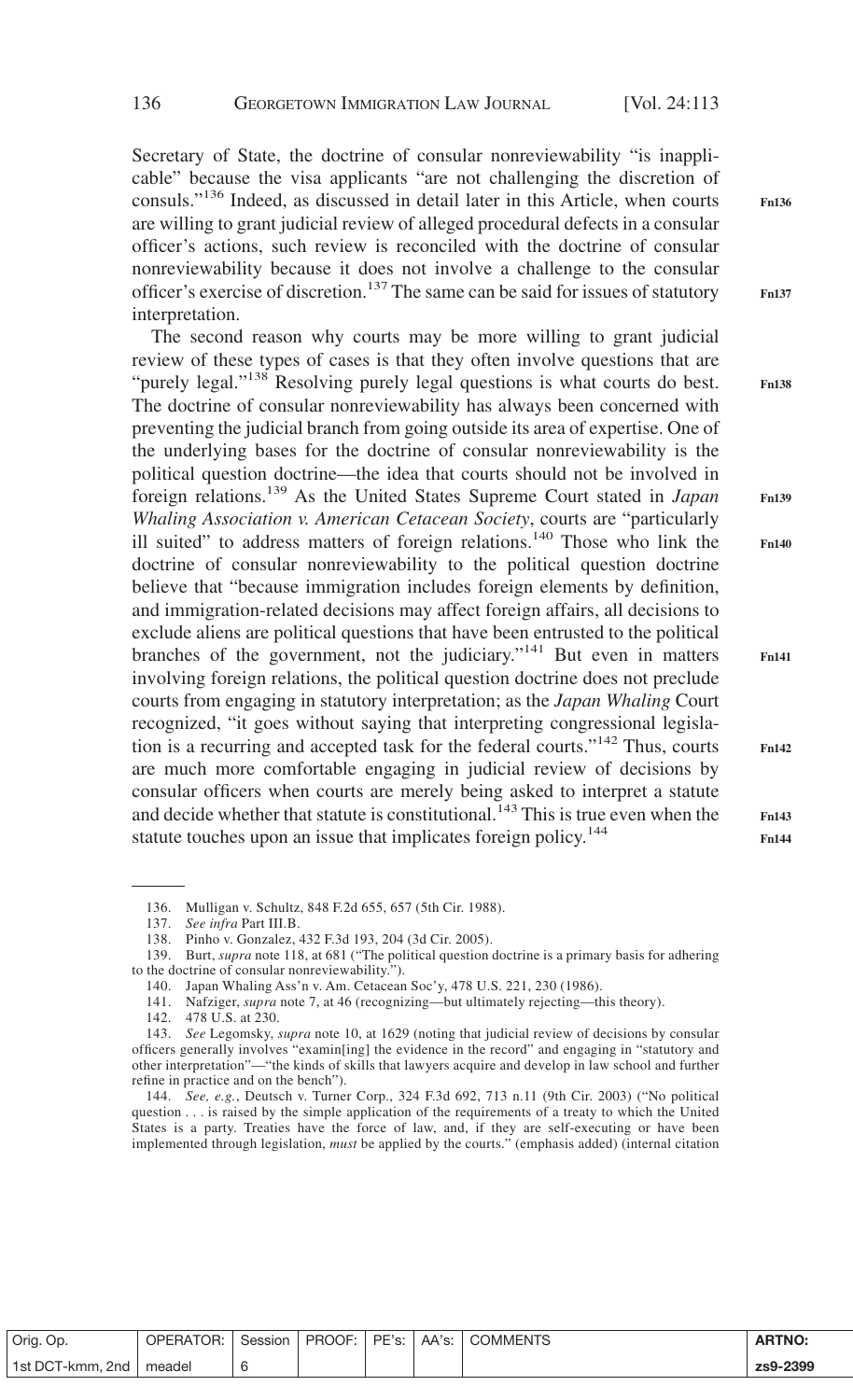Secretary of State, the doctrine of consular nonreviewability "is inapplicable" because the visa applicants "are not challenging the discretion of consuls."[136] Indeed, as discussed in detail later in this Article, when courts are willing to grant judicial review of alleged procedural defects in a consular officer's actions, such review is reconciled with the doctrine of consular nonreviewability because it does not involve a challenge to the consular officer's exercise of discretion.[137] The same can be said for issues of statutory interpretation.

The second reason why courts may be more willing to grant judicial review of these types of cases is that they often involve questions that are "purely legal."[138] Resolving purely legal questions is what courts do best. The doctrine of consular nonreviewability has always been concerned with preventing the judicial branch from going outside its area of expertise. One of the underlying bases for the doctrine of consular nonreviewability is the political question doctrine—the idea that courts should not be involved in foreign relations.[139] As the United States Supreme Court stated in *Japan Whaling Association v. American Cetacean Society*, courts are "particularly ill suited" to address matters of foreign relations.[140] Those who link the doctrine of consular nonreviewability to the political question doctrine believe that "because immigration includes foreign elements by definition, and immigration-related decisions may affect foreign affairs, all decisions to exclude aliens are political questions that have been entrusted to the political branches of the government, not the judiciary."[141] But even in matters involving foreign relations, the political question doctrine does not preclude courts from engaging in statutory interpretation; as the *Japan Whaling* Court recognized, "it goes without saying that interpreting congressional legislation is a recurring and accepted task for the federal courts."[142] Thus, courts are much more comfortable engaging in judicial review of decisions by consular officers when courts are merely being asked to interpret a statute and decide whether that statute is constitutional.[143] This is true even when the statute touches upon an issue that implicates foreign policy.[144]

---

136. Mulligan v. Schultz, 848 F.2d 655, 657 (5th Cir. 1988).

137. *See infra* Part III.B.

138. Pinho v. Gonzalez, 432 F.3d 193, 204 (3d Cir. 2005).

139. Burt, *supra* note 118, at 681 ("The political question doctrine is a primary basis for adhering to the doctrine of consular nonreviewability.").

140. Japan Whaling Ass'n v. Am. Cetacean Soc'y, 478 U.S. 221, 230 (1986).

141. Nafziger, *supra* note 7, at 46 (recognizing—but ultimately rejecting—this theory).

142. 478 U.S. at 230.

143. *See* Legomsky, *supra* note 10, at 1629 (noting that judicial review of decisions by consular officers generally involves "examin[ing] the evidence in the record" and engaging in "statutory and other interpretation"—"the kinds of skills that lawyers acquire and develop in law school and further refine in practice and on the bench").

144. *See, e.g.*, Deutsch v. Turner Corp., 324 F.3d 692, 713 n.11 (9th Cir. 2003) ("No political question . . . is raised by the simple application of the requirements of a treaty to which the United States is a party. Treaties have the force of law, and, if they are self-executing or have been implemented through legislation, *must* be applied by the courts." (emphasis added) (internal citation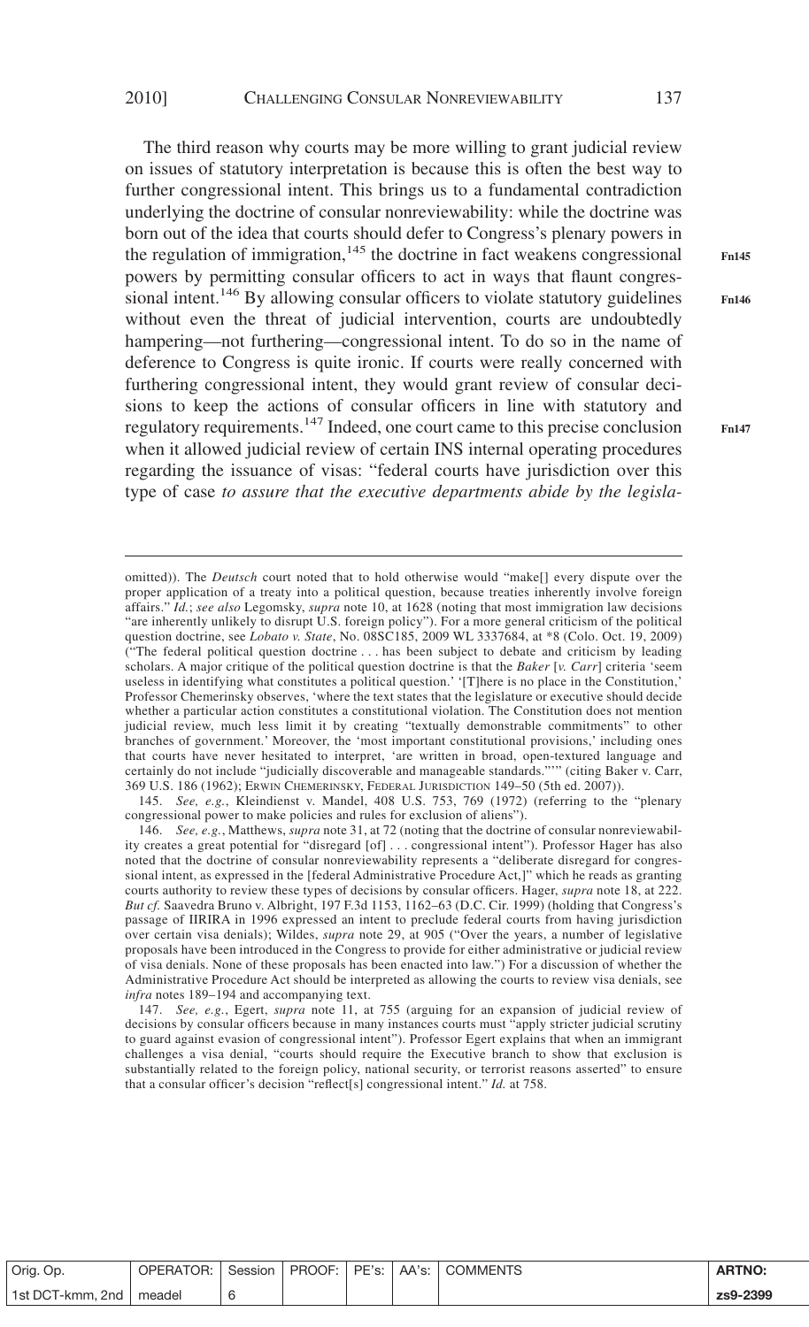The third reason why courts may be more willing to grant judicial review on issues of statutory interpretation is because this is often the best way to further congressional intent. This brings us to a fundamental contradiction underlying the doctrine of consular nonreviewability: while the doctrine was born out of the idea that courts should defer to Congress's plenary powers in the regulation of immigration,[145] the doctrine in fact weakens congressional powers by permitting consular officers to act in ways that flaunt congressional intent.[146] By allowing consular officers to violate statutory guidelines without even the threat of judicial intervention, courts are undoubtedly hampering—not furthering—congressional intent. To do so in the name of deference to Congress is quite ironic. If courts were really concerned with furthering congressional intent, they would grant review of consular decisions to keep the actions of consular officers in line with statutory and regulatory requirements.[147] Indeed, one court came to this precise conclusion when it allowed judicial review of certain INS internal operating procedures regarding the issuance of visas: "federal courts have jurisdiction over this type of case *to assure that the executive departments abide by the legisla-*

---

omitted)). The *Deutsch* court noted that to hold otherwise would "make[] every dispute over the proper application of a treaty into a political question, because treaties inherently involve foreign affairs." *Id.*; *see also* Legomsky, *supra* note 10, at 1628 (noting that most immigration law decisions "are inherently unlikely to disrupt U.S. foreign policy"). For a more general criticism of the political question doctrine, see *Lobato v. State*, No. 08SC185, 2009 WL 3337684, at *8 (Colo. Oct. 19, 2009) ("The federal political question doctrine . . . has been subject to debate and criticism by leading scholars. A major critique of the political question doctrine is that the *Baker* [*v. Carr*] criteria 'seem useless in identifying what constitutes a political question.' '[T]here is no place in the Constitution,' Professor Chemerinsky observes, 'where the text states that the legislature or executive should decide whether a particular action constitutes a constitutional violation. The Constitution does not mention judicial review, much less limit it by creating "textually demonstrable commitments" to other branches of government.' Moreover, the 'most important constitutional provisions,' including ones that courts have never hesitated to interpret, 'are written in broad, open-textured language and certainly do not include "judicially discoverable and manageable standards."'" (citing Baker v. Carr, 369 U.S. 186 (1962); ERWIN CHEMERINSKY, FEDERAL JURISDICTION 149–50 (5th ed. 2007)).

145. *See, e.g.*, Kleindienst v. Mandel, 408 U.S. 753, 769 (1972) (referring to the "plenary congressional power to make policies and rules for exclusion of aliens").

146. *See, e.g.*, Matthews, *supra* note 31, at 72 (noting that the doctrine of consular nonreviewability creates a great potential for "disregard [of] . . . congressional intent"). Professor Hager has also noted that the doctrine of consular nonreviewability represents a "deliberate disregard for congressional intent, as expressed in the [federal Administrative Procedure Act,]" which he reads as granting courts authority to review these types of decisions by consular officers. Hager, *supra* note 18, at 222. *But cf.* Saavedra Bruno v. Albright, 197 F.3d 1153, 1162–63 (D.C. Cir. 1999) (holding that Congress's passage of IIRIRA in 1996 expressed an intent to preclude federal courts from having jurisdiction over certain visa denials); Wildes, *supra* note 29, at 905 ("Over the years, a number of legislative proposals have been introduced in the Congress to provide for either administrative or judicial review of visa denials. None of these proposals has been enacted into law.") For a discussion of whether the Administrative Procedure Act should be interpreted as allowing the courts to review visa denials, see *infra* notes 189–194 and accompanying text.

147. *See, e.g.*, Egert, *supra* note 11, at 755 (arguing for an expansion of judicial review of decisions by consular officers because in many instances courts must "apply stricter judicial scrutiny to guard against evasion of congressional intent"). Professor Egert explains that when an immigrant challenges a visa denial, "courts should require the Executive branch to show that exclusion is substantially related to the foreign policy, national security, or terrorist reasons asserted" to ensure that a consular officer's decision "reflect[s] congressional intent." *Id.* at 758.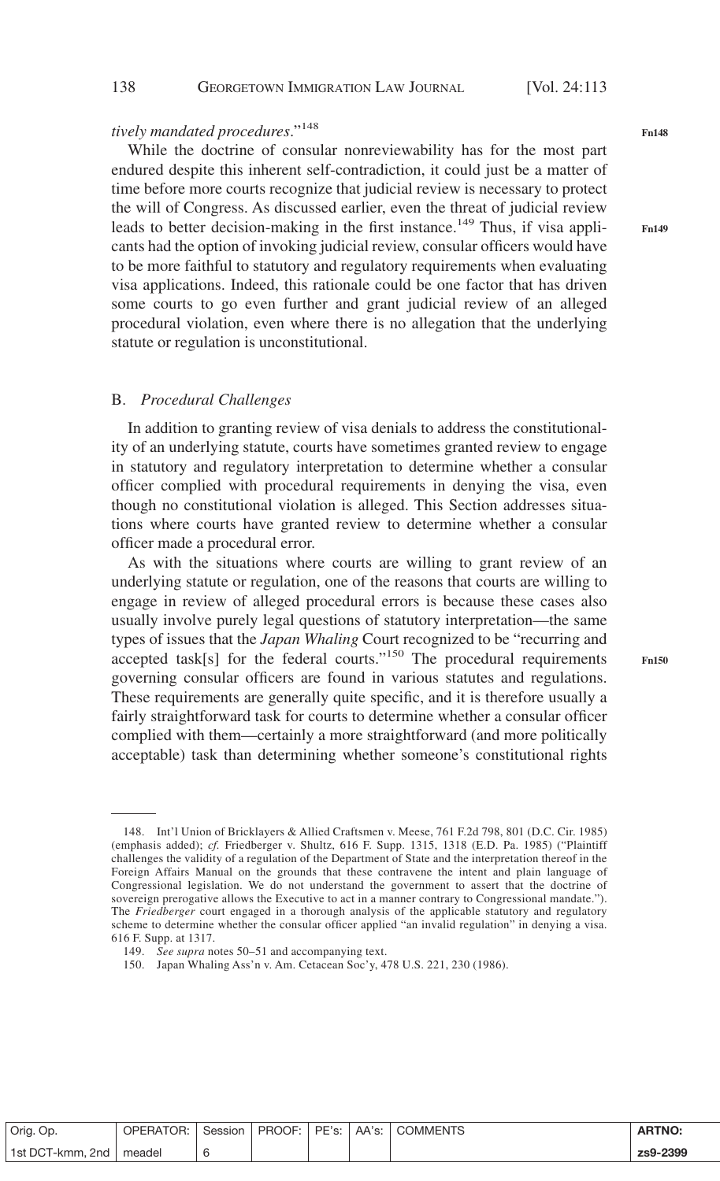*tively mandated procedures*."[148]

While the doctrine of consular nonreviewability has for the most part endured despite this inherent self-contradiction, it could just be a matter of time before more courts recognize that judicial review is necessary to protect the will of Congress. As discussed earlier, even the threat of judicial review leads to better decision-making in the first instance.[149] Thus, if visa applicants had the option of invoking judicial review, consular officers would have to be more faithful to statutory and regulatory requirements when evaluating visa applications. Indeed, this rationale could be one factor that has driven some courts to go even further and grant judicial review of an alleged procedural violation, even where there is no allegation that the underlying statute or regulation is unconstitutional.

### B. *Procedural Challenges*

In addition to granting review of visa denials to address the constitutionality of an underlying statute, courts have sometimes granted review to engage in statutory and regulatory interpretation to determine whether a consular officer complied with procedural requirements in denying the visa, even though no constitutional violation is alleged. This Section addresses situations where courts have granted review to determine whether a consular officer made a procedural error.

As with the situations where courts are willing to grant review of an underlying statute or regulation, one of the reasons that courts are willing to engage in review of alleged procedural errors is because these cases also usually involve purely legal questions of statutory interpretation—the same types of issues that the *Japan Whaling* Court recognized to be "recurring and accepted task[s] for the federal courts."[150] The procedural requirements governing consular officers are found in various statutes and regulations. These requirements are generally quite specific, and it is therefore usually a fairly straightforward task for courts to determine whether a consular officer complied with them—certainly a more straightforward (and more politically acceptable) task than determining whether someone's constitutional rights

---

148. Int'l Union of Bricklayers & Allied Craftsmen v. Meese, 761 F.2d 798, 801 (D.C. Cir. 1985) (emphasis added); *cf.* Friedberger v. Shultz, 616 F. Supp. 1315, 1318 (E.D. Pa. 1985) ("Plaintiff challenges the validity of a regulation of the Department of State and the interpretation thereof in the Foreign Affairs Manual on the grounds that these contravene the intent and plain language of Congressional legislation. We do not understand the government to assert that the doctrine of sovereign prerogative allows the Executive to act in a manner contrary to Congressional mandate."). The *Friedberger* court engaged in a thorough analysis of the applicable statutory and regulatory scheme to determine whether the consular officer applied "an invalid regulation" in denying a visa. 616 F. Supp. at 1317.

149. *See supra* notes 50–51 and accompanying text.

150. Japan Whaling Ass'n v. Am. Cetacean Soc'y, 478 U.S. 221, 230 (1986).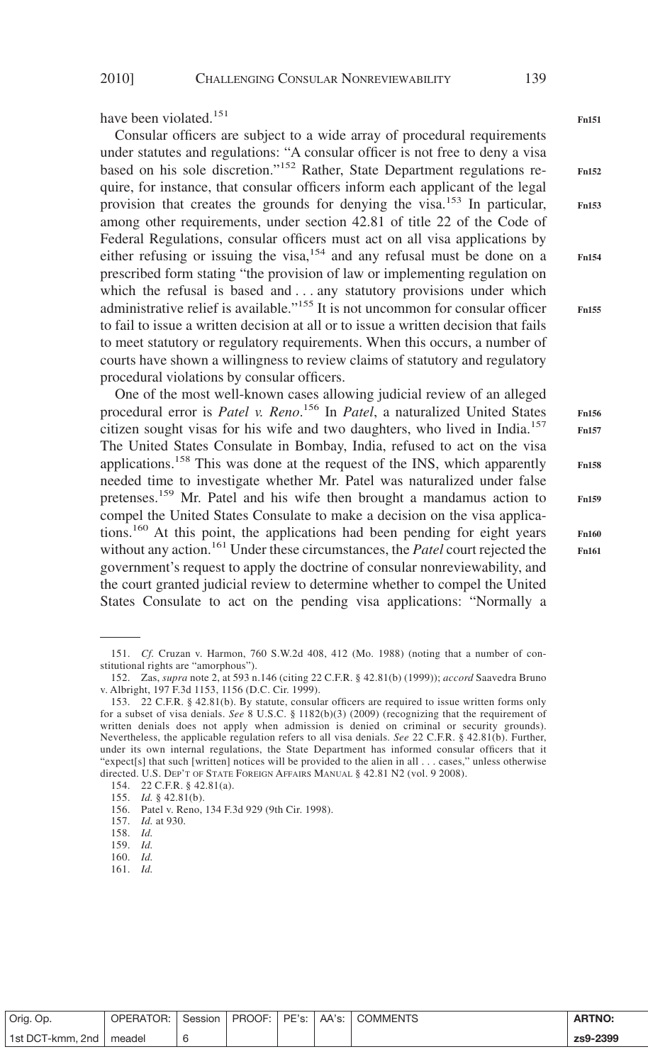have been violated.[151]

Consular officers are subject to a wide array of procedural requirements under statutes and regulations: "A consular officer is not free to deny a visa based on his sole discretion."[152] Rather, State Department regulations require, for instance, that consular officers inform each applicant of the legal provision that creates the grounds for denying the visa.[153] In particular, among other requirements, under section 42.81 of title 22 of the Code of Federal Regulations, consular officers must act on all visa applications by either refusing or issuing the visa,[154] and any refusal must be done on a prescribed form stating "the provision of law or implementing regulation on which the refusal is based and . . . any statutory provisions under which administrative relief is available."[155] It is not uncommon for consular officer to fail to issue a written decision at all or to issue a written decision that fails to meet statutory or regulatory requirements. When this occurs, a number of courts have shown a willingness to review claims of statutory and regulatory procedural violations by consular officers.

One of the most well-known cases allowing judicial review of an alleged procedural error is *Patel v. Reno*.[156] In *Patel*, a naturalized United States citizen sought visas for his wife and two daughters, who lived in India.[157] The United States Consulate in Bombay, India, refused to act on the visa applications.[158] This was done at the request of the INS, which apparently needed time to investigate whether Mr. Patel was naturalized under false pretenses.[159] Mr. Patel and his wife then brought a mandamus action to compel the United States Consulate to make a decision on the visa applications.[160] At this point, the applications had been pending for eight years without any action.[161] Under these circumstances, the *Patel* court rejected the government's request to apply the doctrine of consular nonreviewability, and the court granted judicial review to determine whether to compel the United States Consulate to act on the pending visa applications: "Normally a

---

151. *Cf.* Cruzan v. Harmon, 760 S.W.2d 408, 412 (Mo. 1988) (noting that a number of constitutional rights are "amorphous").

152. Zas, *supra* note 2, at 593 n.146 (citing 22 C.F.R. § 42.81(b) (1999)); *accord* Saavedra Bruno v. Albright, 197 F.3d 1153, 1156 (D.C. Cir. 1999).

153. 22 C.F.R. § 42.81(b). By statute, consular officers are required to issue written forms only for a subset of visa denials. *See* 8 U.S.C. § 1182(b)(3) (2009) (recognizing that the requirement of written denials does not apply when admission is denied on criminal or security grounds). Nevertheless, the applicable regulation refers to all visa denials. *See* 22 C.F.R. § 42.81(b). Further, under its own internal regulations, the State Department has informed consular officers that it "expect[s] that such [written] notices will be provided to the alien in all . . . cases," unless otherwise directed. U.S. DEP'T OF STATE FOREIGN AFFAIRS MANUAL § 42.81 N2 (vol. 9 2008).

154. 22 C.F.R. § 42.81(a).

155. *Id.* § 42.81(b).

156. Patel v. Reno, 134 F.3d 929 (9th Cir. 1998).

157. *Id.* at 930.

158. *Id.*

159. *Id.*

160. *Id.*

161. *Id.*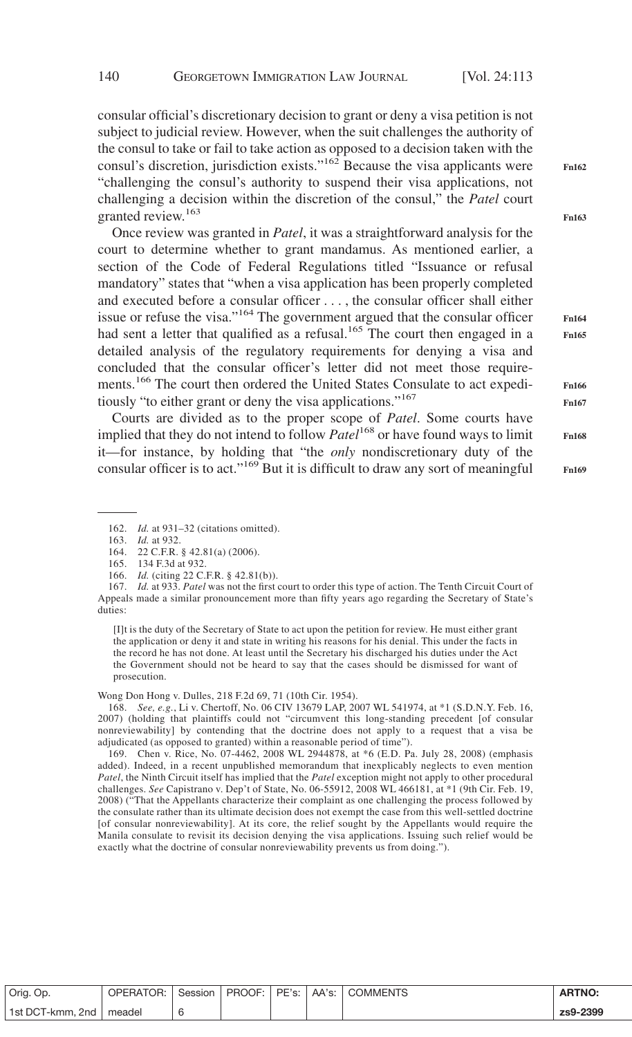consular official's discretionary decision to grant or deny a visa petition is not subject to judicial review. However, when the suit challenges the authority of the consul to take or fail to take action as opposed to a decision taken with the consul's discretion, jurisdiction exists."[162] Because the visa applicants were "challenging the consul's authority to suspend their visa applications, not challenging a decision within the discretion of the consul," the *Patel* court granted review.[163]

Once review was granted in *Patel*, it was a straightforward analysis for the court to determine whether to grant mandamus. As mentioned earlier, a section of the Code of Federal Regulations titled "Issuance or refusal mandatory" states that "when a visa application has been properly completed and executed before a consular officer . . . , the consular officer shall either issue or refuse the visa."[164] The government argued that the consular officer had sent a letter that qualified as a refusal.[165] The court then engaged in a detailed analysis of the regulatory requirements for denying a visa and concluded that the consular officer's letter did not meet those requirements.[166] The court then ordered the United States Consulate to act expeditiously "to either grant or deny the visa applications."[167]

Courts are divided as to the proper scope of *Patel*. Some courts have implied that they do not intend to follow *Patel*[168] or have found ways to limit it—for instance, by holding that "the *only* nondiscretionary duty of the consular officer is to act."[169] But it is difficult to draw any sort of meaningful

---

162. *Id.* at 931–32 (citations omitted).

163. *Id.* at 932.

164. 22 C.F.R. § 42.81(a) (2006).

165. 134 F.3d at 932.

166. *Id.* (citing 22 C.F.R. § 42.81(b)).

167. *Id.* at 933. *Patel* was not the first court to order this type of action. The Tenth Circuit Court of Appeals made a similar pronouncement more than fifty years ago regarding the Secretary of State's duties:

> [I]t is the duty of the Secretary of State to act upon the petition for review. He must either grant the application or deny it and state in writing his reasons for his denial. This under the facts in the record he has not done. At least until the Secretary his discharged his duties under the Act the Government should not be heard to say that the cases should be dismissed for want of prosecution.

Wong Don Hong v. Dulles, 218 F.2d 69, 71 (10th Cir. 1954).

168. *See, e.g.*, Li v. Chertoff, No. 06 CIV 13679 LAP, 2007 WL 541974, at *1 (S.D.N.Y. Feb. 16, 2007) (holding that plaintiffs could not "circumvent this long-standing precedent [of consular nonreviewability] by contending that the doctrine does not apply to a request that a visa be adjudicated (as opposed to granted) within a reasonable period of time").

169. Chen v. Rice, No. 07-4462, 2008 WL 2944878, at *6 (E.D. Pa. July 28, 2008) (emphasis added). Indeed, in a recent unpublished memorandum that inexplicably neglects to even mention *Patel*, the Ninth Circuit itself has implied that the *Patel* exception might not apply to other procedural challenges. *See* Capistrano v. Dep't of State, No. 06-55912, 2008 WL 466181, at *1 (9th Cir. Feb. 19, 2008) ("That the Appellants characterize their complaint as one challenging the process followed by the consulate rather than its ultimate decision does not exempt the case from this well-settled doctrine [of consular nonreviewability]. At its core, the relief sought by the Appellants would require the Manila consulate to revisit its decision denying the visa applications. Issuing such relief would be exactly what the doctrine of consular nonreviewability prevents us from doing.").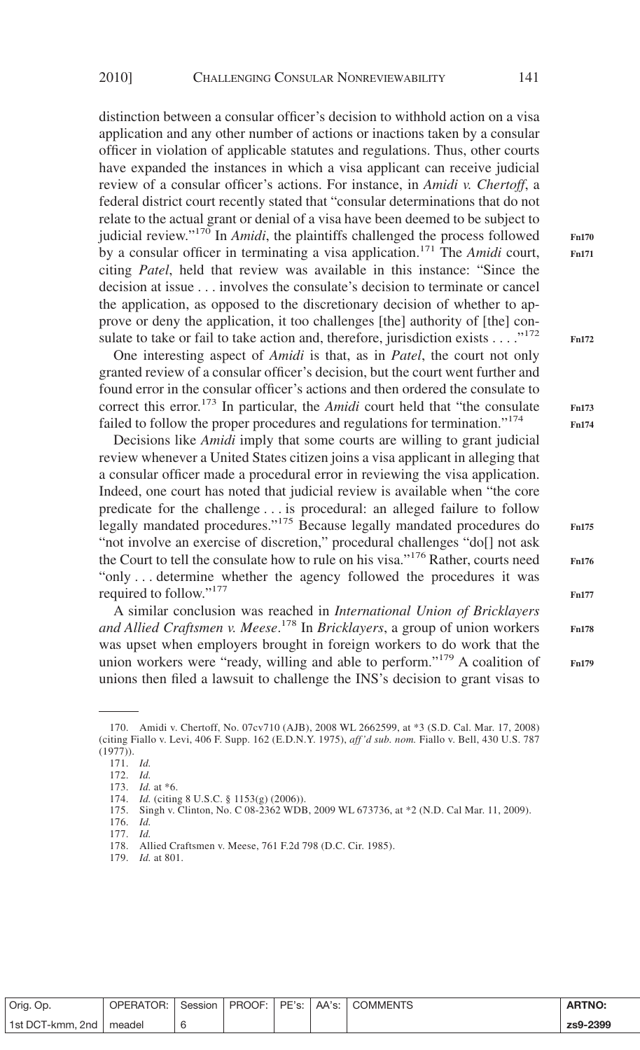distinction between a consular officer's decision to withhold action on a visa application and any other number of actions or inactions taken by a consular officer in violation of applicable statutes and regulations. Thus, other courts have expanded the instances in which a visa applicant can receive judicial review of a consular officer's actions. For instance, in *Amidi v. Chertoff*, a federal district court recently stated that "consular determinations that do not relate to the actual grant or denial of a visa have been deemed to be subject to judicial review."[170] In *Amidi*, the plaintiffs challenged the process followed by a consular officer in terminating a visa application.[171] The *Amidi* court, citing *Patel*, held that review was available in this instance: "Since the decision at issue . . . involves the consulate's decision to terminate or cancel the application, as opposed to the discretionary decision of whether to approve or deny the application, it too challenges [the] authority of [the] consulate to take or fail to take action and, therefore, jurisdiction exists . . . ."[172]

One interesting aspect of *Amidi* is that, as in *Patel*, the court not only granted review of a consular officer's decision, but the court went further and found error in the consular officer's actions and then ordered the consulate to correct this error.[173] In particular, the *Amidi* court held that "the consulate failed to follow the proper procedures and regulations for termination."[174]

Decisions like *Amidi* imply that some courts are willing to grant judicial review whenever a United States citizen joins a visa applicant in alleging that a consular officer made a procedural error in reviewing the visa application. Indeed, one court has noted that judicial review is available when "the core predicate for the challenge . . . is procedural: an alleged failure to follow legally mandated procedures."[175] Because legally mandated procedures do "not involve an exercise of discretion," procedural challenges "do[] not ask the Court to tell the consulate how to rule on his visa."[176] Rather, courts need "only . . . determine whether the agency followed the procedures it was required to follow."[177]

A similar conclusion was reached in *International Union of Bricklayers and Allied Craftsmen v. Meese*.[178] In *Bricklayers*, a group of union workers was upset when employers brought in foreign workers to do work that the union workers were "ready, willing and able to perform."[179] A coalition of unions then filed a lawsuit to challenge the INS's decision to grant visas to

---

170. Amidi v. Chertoff, No. 07cv710 (AJB), 2008 WL 2662599, at *3 (S.D. Cal. Mar. 17, 2008) (citing Fiallo v. Levi, 406 F. Supp. 162 (E.D.N.Y. 1975), *aff'd sub. nom.* Fiallo v. Bell, 430 U.S. 787 (1977)).

171. *Id.*

172. *Id.*

173. *Id.* at *6.

174. *Id.* (citing 8 U.S.C. § 1153(g) (2006)).

175. Singh v. Clinton, No. C 08-2362 WDB, 2009 WL 673736, at *2 (N.D. Cal Mar. 11, 2009).

176. *Id.*

177. *Id.*

178. Allied Craftsmen v. Meese, 761 F.2d 798 (D.C. Cir. 1985).

179. *Id.* at 801.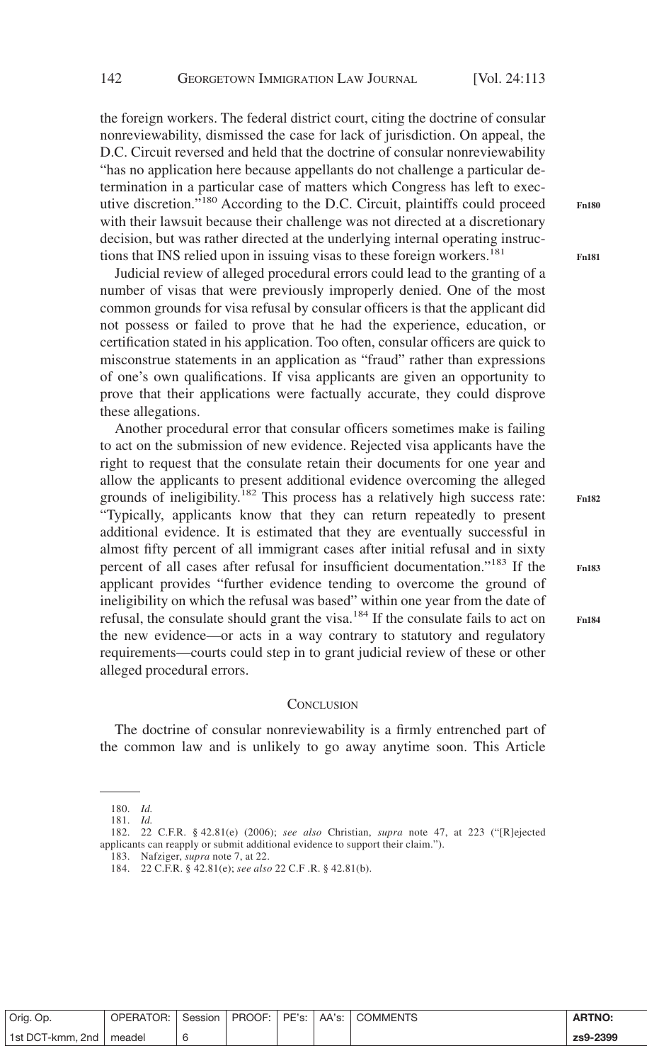the foreign workers. The federal district court, citing the doctrine of consular nonreviewability, dismissed the case for lack of jurisdiction. On appeal, the D.C. Circuit reversed and held that the doctrine of consular nonreviewability "has no application here because appellants do not challenge a particular determination in a particular case of matters which Congress has left to executive discretion."[180] According to the D.C. Circuit, plaintiffs could proceed with their lawsuit because their challenge was not directed at a discretionary decision, but was rather directed at the underlying internal operating instructions that INS relied upon in issuing visas to these foreign workers.[181]

Judicial review of alleged procedural errors could lead to the granting of a number of visas that were previously improperly denied. One of the most common grounds for visa refusal by consular officers is that the applicant did not possess or failed to prove that he had the experience, education, or certification stated in his application. Too often, consular officers are quick to misconstrue statements in an application as "fraud" rather than expressions of one's own qualifications. If visa applicants are given an opportunity to prove that their applications were factually accurate, they could disprove these allegations.

Another procedural error that consular officers sometimes make is failing to act on the submission of new evidence. Rejected visa applicants have the right to request that the consulate retain their documents for one year and allow the applicants to present additional evidence overcoming the alleged grounds of ineligibility.[182] This process has a relatively high success rate: "Typically, applicants know that they can return repeatedly to present additional evidence. It is estimated that they are eventually successful in almost fifty percent of all immigrant cases after initial refusal and in sixty percent of all cases after refusal for insufficient documentation."[183] If the applicant provides "further evidence tending to overcome the ground of ineligibility on which the refusal was based" within one year from the date of refusal, the consulate should grant the visa.[184] If the consulate fails to act on the new evidence—or acts in a way contrary to statutory and regulatory requirements—courts could step in to grant judicial review of these or other alleged procedural errors.

## Conclusion

The doctrine of consular nonreviewability is a firmly entrenched part of the common law and is unlikely to go away anytime soon. This Article

---

180. *Id.*

181. *Id.*

182. 22 C.F.R. § 42.81(e) (2006); *see also* Christian, *supra* note 47, at 223 ("[R]ejected applicants can reapply or submit additional evidence to support their claim.").

183. Nafziger, *supra* note 7, at 22.

184. 22 C.F.R. § 42.81(e); *see also* 22 C.F .R. § 42.81(b).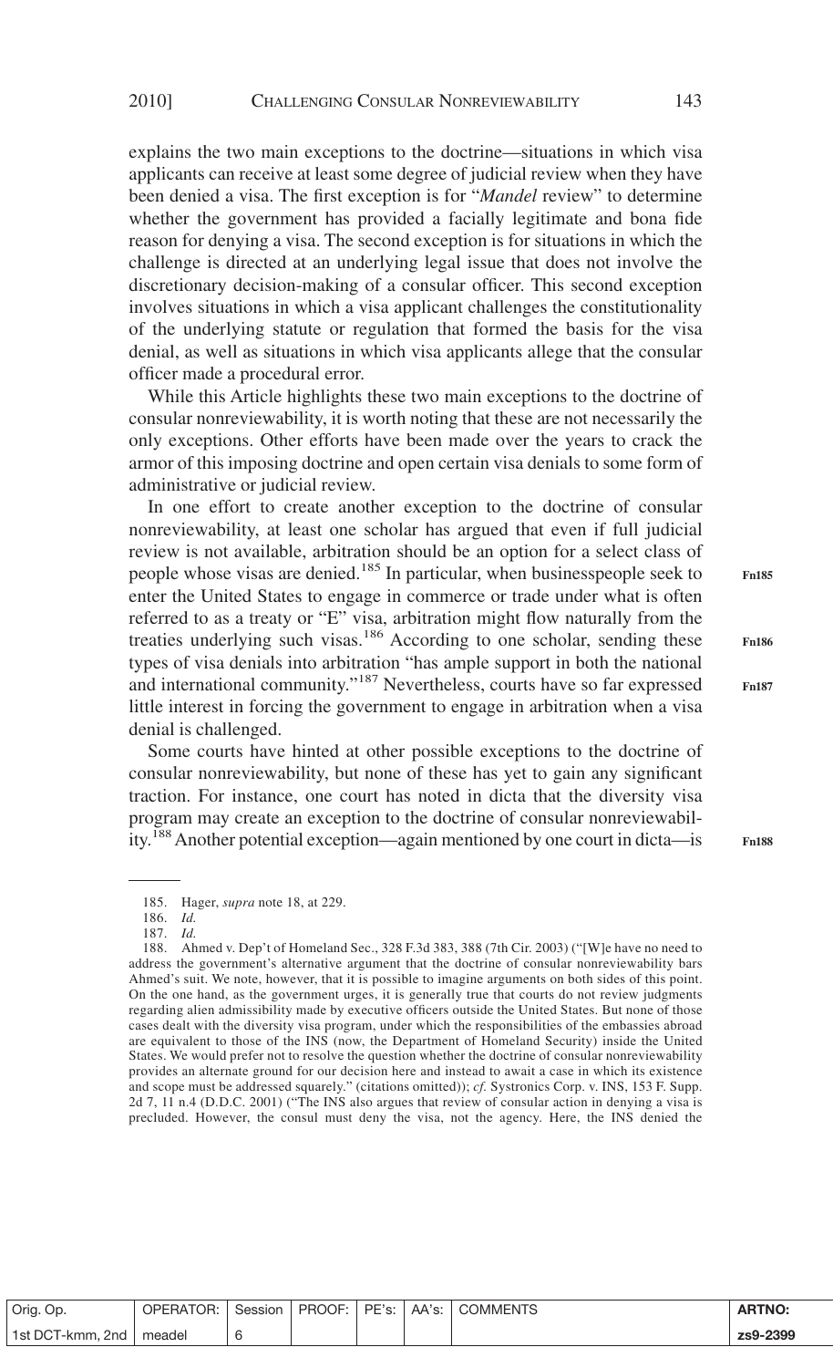explains the two main exceptions to the doctrine—situations in which visa applicants can receive at least some degree of judicial review when they have been denied a visa. The first exception is for "*Mandel* review" to determine whether the government has provided a facially legitimate and bona fide reason for denying a visa. The second exception is for situations in which the challenge is directed at an underlying legal issue that does not involve the discretionary decision-making of a consular officer. This second exception involves situations in which a visa applicant challenges the constitutionality of the underlying statute or regulation that formed the basis for the visa denial, as well as situations in which visa applicants allege that the consular officer made a procedural error.

While this Article highlights these two main exceptions to the doctrine of consular nonreviewability, it is worth noting that these are not necessarily the only exceptions. Other efforts have been made over the years to crack the armor of this imposing doctrine and open certain visa denials to some form of administrative or judicial review.

In one effort to create another exception to the doctrine of consular nonreviewability, at least one scholar has argued that even if full judicial review is not available, arbitration should be an option for a select class of people whose visas are denied.[185] In particular, when businesspeople seek to enter the United States to engage in commerce or trade under what is often referred to as a treaty or "E" visa, arbitration might flow naturally from the treaties underlying such visas.[186] According to one scholar, sending these types of visa denials into arbitration "has ample support in both the national and international community."[187] Nevertheless, courts have so far expressed little interest in forcing the government to engage in arbitration when a visa denial is challenged.

Some courts have hinted at other possible exceptions to the doctrine of consular nonreviewability, but none of these has yet to gain any significant traction. For instance, one court has noted in dicta that the diversity visa program may create an exception to the doctrine of consular nonreviewability.[188] Another potential exception—again mentioned by one court in dicta—is

---

185. Hager, *supra* note 18, at 229.

186. *Id.*

187. *Id.*

188. Ahmed v. Dep't of Homeland Sec., 328 F.3d 383, 388 (7th Cir. 2003) ("[W]e have no need to address the government's alternative argument that the doctrine of consular nonreviewability bars Ahmed's suit. We note, however, that it is possible to imagine arguments on both sides of this point. On the one hand, as the government urges, it is generally true that courts do not review judgments regarding alien admissibility made by executive officers outside the United States. But none of those cases dealt with the diversity visa program, under which the responsibilities of the embassies abroad are equivalent to those of the INS (now, the Department of Homeland Security) inside the United States. We would prefer not to resolve the question whether the doctrine of consular nonreviewability provides an alternate ground for our decision here and instead to await a case in which its existence and scope must be addressed squarely." (citations omitted)); *cf.* Systronics Corp. v. INS, 153 F. Supp. 2d 7, 11 n.4 (D.D.C. 2001) ("The INS also argues that review of consular action in denying a visa is precluded. However, the consul must deny the visa, not the agency. Here, the INS denied the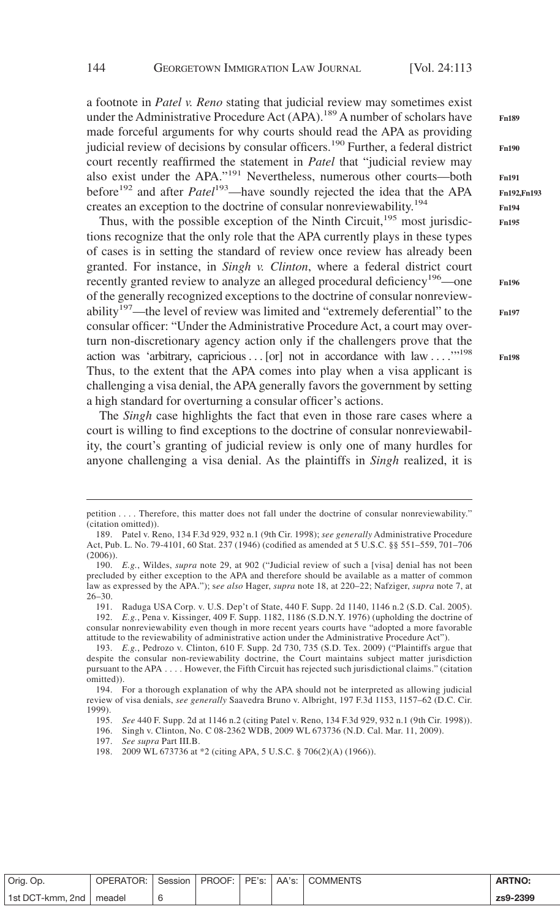a footnote in *Patel v. Reno* stating that judicial review may sometimes exist under the Administrative Procedure Act (APA).[189] A number of scholars have made forceful arguments for why courts should read the APA as providing judicial review of decisions by consular officers.[190] Further, a federal district court recently reaffirmed the statement in *Patel* that "judicial review may also exist under the APA."[191] Nevertheless, numerous other courts—both before[192] and after *Patel*[193]—have soundly rejected the idea that the APA creates an exception to the doctrine of consular nonreviewability.[194]

Thus, with the possible exception of the Ninth Circuit,[195] most jurisdictions recognize that the only role that the APA currently plays in these types of cases is in setting the standard of review once review has already been granted. For instance, in *Singh v. Clinton*, where a federal district court recently granted review to analyze an alleged procedural deficiency[196]—one of the generally recognized exceptions to the doctrine of consular nonreviewability[197]—the level of review was limited and "extremely deferential" to the consular officer: "Under the Administrative Procedure Act, a court may overturn non-discretionary agency action only if the challengers prove that the action was 'arbitrary, capricious . . . [or] not in accordance with law . . . .'"[198] Thus, to the extent that the APA comes into play when a visa applicant is challenging a visa denial, the APA generally favors the government by setting a high standard for overturning a consular officer's actions.

The *Singh* case highlights the fact that even in those rare cases where a court is willing to find exceptions to the doctrine of consular nonreviewability, the court's granting of judicial review is only one of many hurdles for anyone challenging a visa denial. As the plaintiffs in *Singh* realized, it is

---

petition . . . . Therefore, this matter does not fall under the doctrine of consular nonreviewability." (citation omitted)).

189. Patel v. Reno, 134 F.3d 929, 932 n.1 (9th Cir. 1998); *see generally* Administrative Procedure Act, Pub. L. No. 79-4101, 60 Stat. 237 (1946) (codified as amended at 5 U.S.C. §§ 551–559, 701–706 (2006)).

190. *E.g.*, Wildes, *supra* note 29, at 902 ("Judicial review of such a [visa] denial has not been precluded by either exception to the APA and therefore should be available as a matter of common law as expressed by the APA."); *see also* Hager, *supra* note 18, at 220–22; Nafziger, *supra* note 7, at 26–30.

191. Raduga USA Corp. v. U.S. Dep't of State, 440 F. Supp. 2d 1140, 1146 n.2 (S.D. Cal. 2005).

192. *E.g.*, Pena v. Kissinger, 409 F. Supp. 1182, 1186 (S.D.N.Y. 1976) (upholding the doctrine of consular nonreviewability even though in more recent years courts have "adopted a more favorable attitude to the reviewability of administrative action under the Administrative Procedure Act").

193. *E.g.*, Pedrozo v. Clinton, 610 F. Supp. 2d 730, 735 (S.D. Tex. 2009) ("Plaintiffs argue that despite the consular non-reviewability doctrine, the Court maintains subject matter jurisdiction pursuant to the APA . . . . However, the Fifth Circuit has rejected such jurisdictional claims." (citation omitted)).

194. For a thorough explanation of why the APA should not be interpreted as allowing judicial review of visa denials, *see generally* Saavedra Bruno v. Albright, 197 F.3d 1153, 1157–62 (D.C. Cir. 1999).

195. *See* 440 F. Supp. 2d at 1146 n.2 (citing Patel v. Reno, 134 F.3d 929, 932 n.1 (9th Cir. 1998)).

196. Singh v. Clinton, No. C 08-2362 WDB, 2009 WL 673736 (N.D. Cal. Mar. 11, 2009).

197. *See supra* Part III.B.

198. 2009 WL 673736 at *2 (citing APA, 5 U.S.C. § 706(2)(A) (1966)).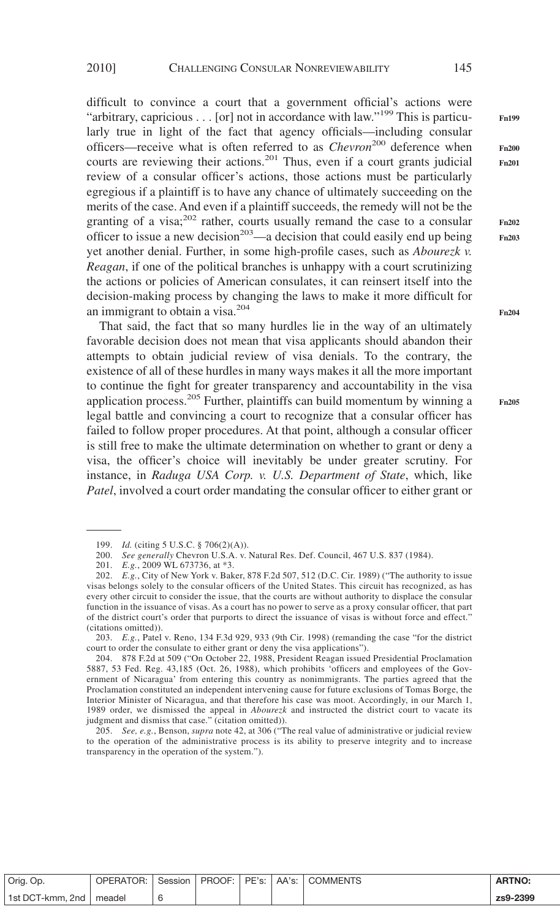difficult to convince a court that a government official's actions were "arbitrary, capricious . . . [or] not in accordance with law."[199] This is particularly true in light of the fact that agency officials—including consular officers—receive what is often referred to as *Chevron*[200] deference when courts are reviewing their actions.[201] Thus, even if a court grants judicial review of a consular officer's actions, those actions must be particularly egregious if a plaintiff is to have any chance of ultimately succeeding on the merits of the case. And even if a plaintiff succeeds, the remedy will not be the granting of a visa;[202] rather, courts usually remand the case to a consular officer to issue a new decision[203]—a decision that could easily end up being yet another denial. Further, in some high-profile cases, such as *Abourezk v. Reagan*, if one of the political branches is unhappy with a court scrutinizing the actions or policies of American consulates, it can reinsert itself into the decision-making process by changing the laws to make it more difficult for an immigrant to obtain a visa.[204]

That said, the fact that so many hurdles lie in the way of an ultimately favorable decision does not mean that visa applicants should abandon their attempts to obtain judicial review of visa denials. To the contrary, the existence of all of these hurdles in many ways makes it all the more important to continue the fight for greater transparency and accountability in the visa application process.[205] Further, plaintiffs can build momentum by winning a legal battle and convincing a court to recognize that a consular officer has failed to follow proper procedures. At that point, although a consular officer is still free to make the ultimate determination on whether to grant or deny a visa, the officer's choice will inevitably be under greater scrutiny. For instance, in *Raduga USA Corp. v. U.S. Department of State*, which, like *Patel*, involved a court order mandating the consular officer to either grant or

---

199. *Id.* (citing 5 U.S.C. § 706(2)(A)).

200. *See generally* Chevron U.S.A. v. Natural Res. Def. Council, 467 U.S. 837 (1984).

201. *E.g.*, 2009 WL 673736, at *3.

202. *E.g.*, City of New York v. Baker, 878 F.2d 507, 512 (D.C. Cir. 1989) ("The authority to issue visas belongs solely to the consular officers of the United States. This circuit has recognized, as has every other circuit to consider the issue, that the courts are without authority to displace the consular function in the issuance of visas. As a court has no power to serve as a proxy consular officer, that part of the district court's order that purports to direct the issuance of visas is without force and effect." (citations omitted)).

203. *E.g.*, Patel v. Reno, 134 F.3d 929, 933 (9th Cir. 1998) (remanding the case "for the district court to order the consulate to either grant or deny the visa applications").

204. 878 F.2d at 509 ("On October 22, 1988, President Reagan issued Presidential Proclamation 5887, 53 Fed. Reg. 43,185 (Oct. 26, 1988), which prohibits 'officers and employees of the Government of Nicaragua' from entering this country as nonimmigrants. The parties agreed that the Proclamation constituted an independent intervening cause for future exclusions of Tomas Borge, the Interior Minister of Nicaragua, and that therefore his case was moot. Accordingly, in our March 1, 1989 order, we dismissed the appeal in *Abourezk* and instructed the district court to vacate its judgment and dismiss that case." (citation omitted)).

205. *See, e.g.*, Benson, *supra* note 42, at 306 ("The real value of administrative or judicial review to the operation of the administrative process is its ability to preserve integrity and to increase transparency in the operation of the system.").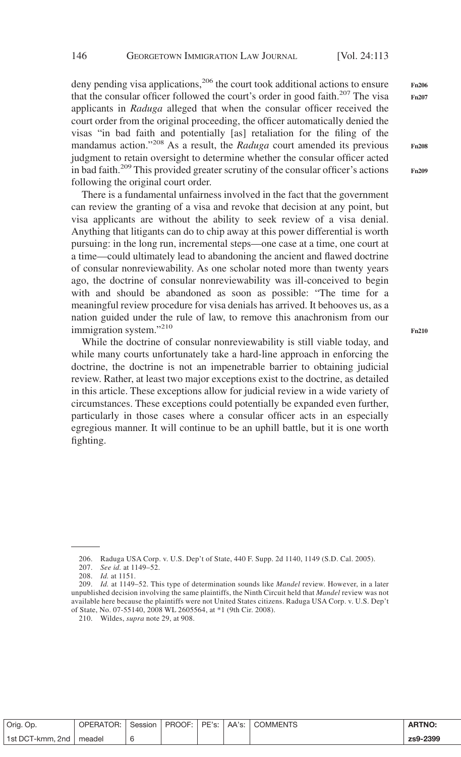deny pending visa applications,[206] the court took additional actions to ensure that the consular officer followed the court's order in good faith.[207] The visa applicants in *Raduga* alleged that when the consular officer received the court order from the original proceeding, the officer automatically denied the visas "in bad faith and potentially [as] retaliation for the filing of the mandamus action."[208] As a result, the *Raduga* court amended its previous judgment to retain oversight to determine whether the consular officer acted in bad faith.[209] This provided greater scrutiny of the consular officer's actions following the original court order.

There is a fundamental unfairness involved in the fact that the government can review the granting of a visa and revoke that decision at any point, but visa applicants are without the ability to seek review of a visa denial. Anything that litigants can do to chip away at this power differential is worth pursuing: in the long run, incremental steps—one case at a time, one court at a time—could ultimately lead to abandoning the ancient and flawed doctrine of consular nonreviewability. As one scholar noted more than twenty years ago, the doctrine of consular nonreviewability was ill-conceived to begin with and should be abandoned as soon as possible: "The time for a meaningful review procedure for visa denials has arrived. It behooves us, as a nation guided under the rule of law, to remove this anachronism from our immigration system."[210]

While the doctrine of consular nonreviewability is still viable today, and while many courts unfortunately take a hard-line approach in enforcing the doctrine, the doctrine is not an impenetrable barrier to obtaining judicial review. Rather, at least two major exceptions exist to the doctrine, as detailed in this article. These exceptions allow for judicial review in a wide variety of circumstances. These exceptions could potentially be expanded even further, particularly in those cases where a consular officer acts in an especially egregious manner. It will continue to be an uphill battle, but it is one worth fighting.

---

206. Raduga USA Corp. v. U.S. Dep't of State, 440 F. Supp. 2d 1140, 1149 (S.D. Cal. 2005).

207. *See id.* at 1149–52.

208. *Id.* at 1151.

209. *Id.* at 1149–52. This type of determination sounds like *Mandel* review. However, in a later unpublished decision involving the same plaintiffs, the Ninth Circuit held that *Mandel* review was not available here because the plaintiffs were not United States citizens. Raduga USA Corp. v. U.S. Dep't of State, No. 07-55140, 2008 WL 2605564, at *1 (9th Cir. 2008).

210. Wildes, *supra* note 29, at 908.